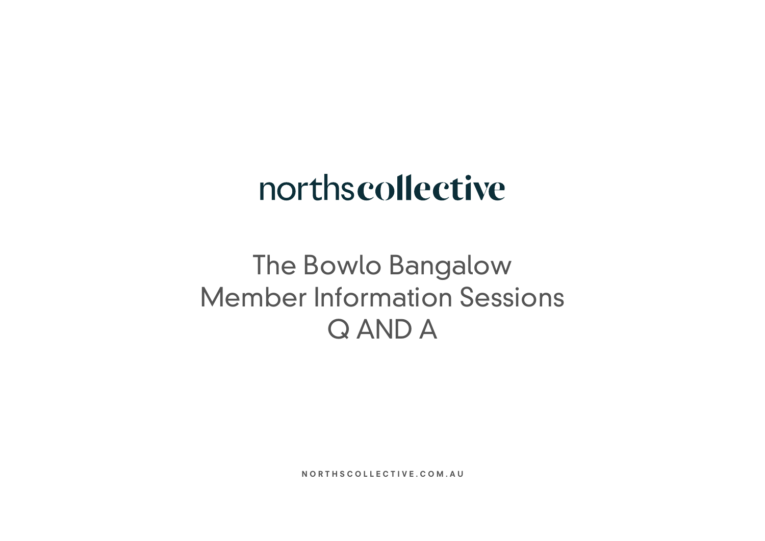# northscollective

## The Bowlo Bangalow
## Member Information Sessions
## Q AND A

NORTHSCOLLECTIVE.COM.AU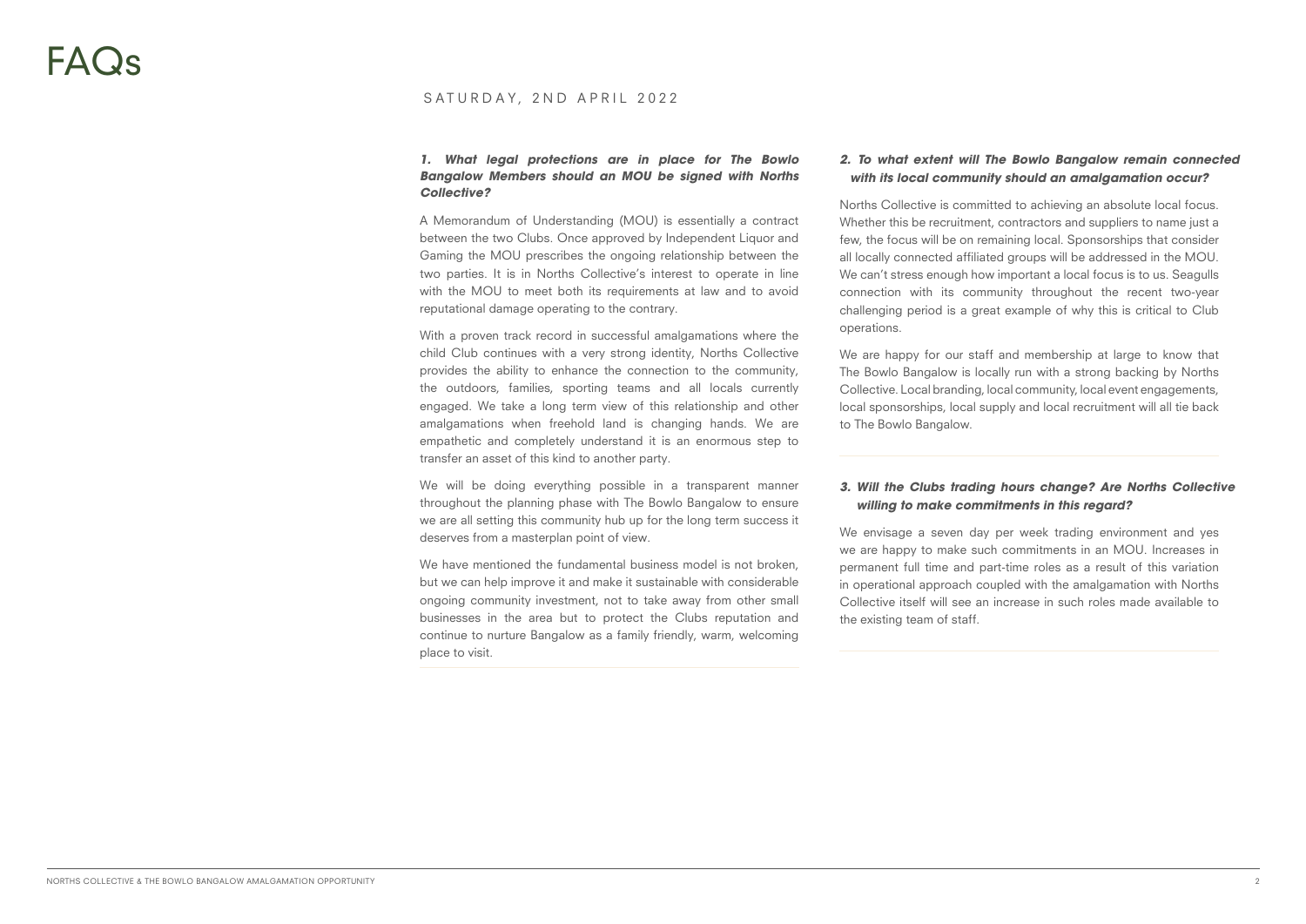# FAQs

SATURDAY, 2ND APRIL 2022

***1. What legal protections are in place for The Bowlo Bangalow Members should an MOU be signed with Norths Collective?***

A Memorandum of Understanding (MOU) is essentially a contract between the two Clubs. Once approved by Independent Liquor and Gaming the MOU prescribes the ongoing relationship between the two parties. It is in Norths Collective's interest to operate in line with the MOU to meet both its requirements at law and to avoid reputational damage operating to the contrary.

With a proven track record in successful amalgamations where the child Club continues with a very strong identity, Norths Collective provides the ability to enhance the connection to the community, the outdoors, families, sporting teams and all locals currently engaged. We take a long term view of this relationship and other amalgamations when freehold land is changing hands. We are empathetic and completely understand it is an enormous step to transfer an asset of this kind to another party.

We will be doing everything possible in a transparent manner throughout the planning phase with The Bowlo Bangalow to ensure we are all setting this community hub up for the long term success it deserves from a masterplan point of view.

We have mentioned the fundamental business model is not broken, but we can help improve it and make it sustainable with considerable ongoing community investment, not to take away from other small businesses in the area but to protect the Clubs reputation and continue to nurture Bangalow as a family friendly, warm, welcoming place to visit.

***2. To what extent will The Bowlo Bangalow remain connected with its local community should an amalgamation occur?***

Norths Collective is committed to achieving an absolute local focus. Whether this be recruitment, contractors and suppliers to name just a few, the focus will be on remaining local. Sponsorships that consider all locally connected affiliated groups will be addressed in the MOU. We can't stress enough how important a local focus is to us. Seagulls connection with its community throughout the recent two-year challenging period is a great example of why this is critical to Club operations.

We are happy for our staff and membership at large to know that The Bowlo Bangalow is locally run with a strong backing by Norths Collective. Local branding, local community, local event engagements, local sponsorships, local supply and local recruitment will all tie back to The Bowlo Bangalow.

***3. Will the Clubs trading hours change? Are Norths Collective willing to make commitments in this regard?***

We envisage a seven day per week trading environment and yes we are happy to make such commitments in an MOU. Increases in permanent full time and part-time roles as a result of this variation in operational approach coupled with the amalgamation with Norths Collective itself will see an increase in such roles made available to the existing team of staff.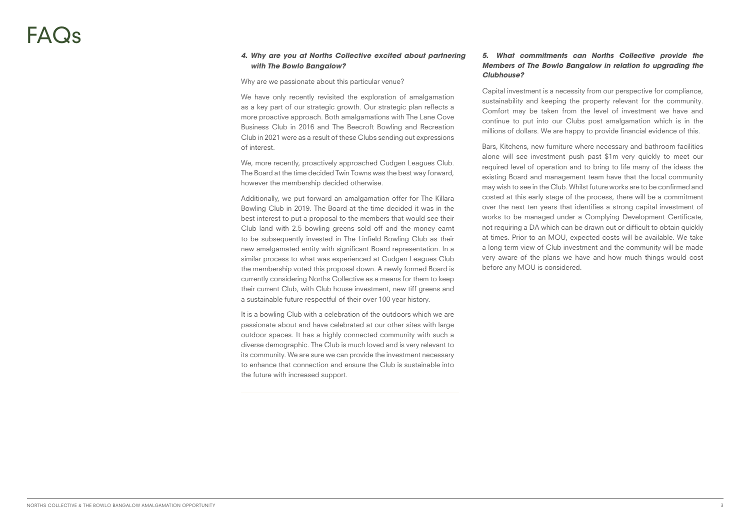# FAQs

***4. Why are you at Norths Collective excited about partnering with The Bowlo Bangalow?***

Why are we passionate about this particular venue?

We have only recently revisited the exploration of amalgamation as a key part of our strategic growth. Our strategic plan reflects a more proactive approach. Both amalgamations with The Lane Cove Business Club in 2016 and The Beecroft Bowling and Recreation Club in 2021 were as a result of these Clubs sending out expressions of interest.

We, more recently, proactively approached Cudgen Leagues Club. The Board at the time decided Twin Towns was the best way forward, however the membership decided otherwise.

Additionally, we put forward an amalgamation offer for The Killara Bowling Club in 2019. The Board at the time decided it was in the best interest to put a proposal to the members that would see their Club land with 2.5 bowling greens sold off and the money earnt to be subsequently invested in The Linfield Bowling Club as their new amalgamated entity with significant Board representation. In a similar process to what was experienced at Cudgen Leagues Club the membership voted this proposal down. A newly formed Board is currently considering Norths Collective as a means for them to keep their current Club, with Club house investment, new tiff greens and a sustainable future respectful of their over 100 year history.

It is a bowling Club with a celebration of the outdoors which we are passionate about and have celebrated at our other sites with large outdoor spaces. It has a highly connected community with such a diverse demographic. The Club is much loved and is very relevant to its community. We are sure we can provide the investment necessary to enhance that connection and ensure the Club is sustainable into the future with increased support.

***5. What commitments can Norths Collective provide the Members of The Bowlo Bangalow in relation to upgrading the Clubhouse?***

Capital investment is a necessity from our perspective for compliance, sustainability and keeping the property relevant for the community. Comfort may be taken from the level of investment we have and continue to put into our Clubs post amalgamation which is in the millions of dollars. We are happy to provide financial evidence of this.

Bars, Kitchens, new furniture where necessary and bathroom facilities alone will see investment push past $1m very quickly to meet our required level of operation and to bring to life many of the ideas the existing Board and management team have that the local community may wish to see in the Club. Whilst future works are to be confirmed and costed at this early stage of the process, there will be a commitment over the next ten years that identifies a strong capital investment of works to be managed under a Complying Development Certificate, not requiring a DA which can be drawn out or difficult to obtain quickly at times. Prior to an MOU, expected costs will be available. We take a long term view of Club investment and the community will be made very aware of the plans we have and how much things would cost before any MOU is considered.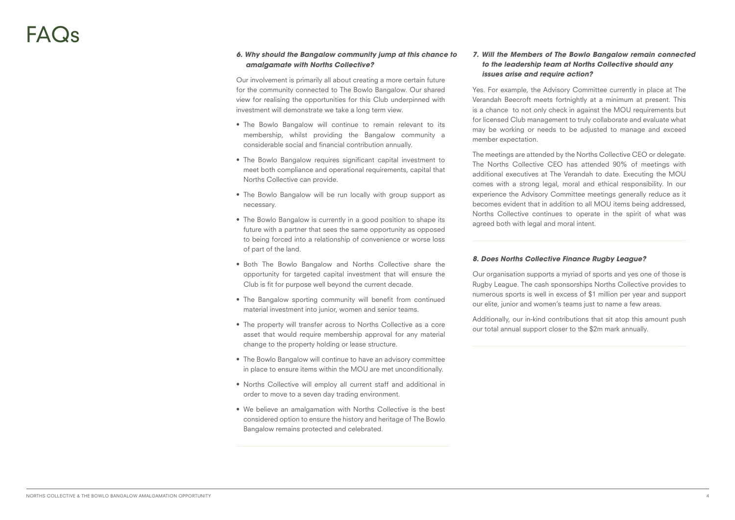# FAQs

### *6. Why should the Bangalow community jump at this chance to amalgamate with Norths Collective?*

Our involvement is primarily all about creating a more certain future for the community connected to The Bowlo Bangalow. Our shared view for realising the opportunities for this Club underpinned with investment will demonstrate we take a long term view.

- The Bowlo Bangalow will continue to remain relevant to its membership, whilst providing the Bangalow community a considerable social and financial contribution annually.
- The Bowlo Bangalow requires significant capital investment to meet both compliance and operational requirements, capital that Norths Collective can provide.
- The Bowlo Bangalow will be run locally with group support as necessary.
- The Bowlo Bangalow is currently in a good position to shape its future with a partner that sees the same opportunity as opposed to being forced into a relationship of convenience or worse loss of part of the land.
- Both The Bowlo Bangalow and Norths Collective share the opportunity for targeted capital investment that will ensure the Club is fit for purpose well beyond the current decade.
- The Bangalow sporting community will benefit from continued material investment into junior, women and senior teams.
- The property will transfer across to Norths Collective as a core asset that would require membership approval for any material change to the property holding or lease structure.
- The Bowlo Bangalow will continue to have an advisory committee in place to ensure items within the MOU are met unconditionally.
- Norths Collective will employ all current staff and additional in order to move to a seven day trading environment.
- We believe an amalgamation with Norths Collective is the best considered option to ensure the history and heritage of The Bowlo Bangalow remains protected and celebrated.

### *7. Will the Members of The Bowlo Bangalow remain connected to the leadership team at Norths Collective should any issues arise and require action?*

Yes. For example, the Advisory Committee currently in place at The Verandah Beecroft meets fortnightly at a minimum at present. This is a chance to not only check in against the MOU requirements but for licensed Club management to truly collaborate and evaluate what may be working or needs to be adjusted to manage and exceed member expectation.

The meetings are attended by the Norths Collective CEO or delegate. The Norths Collective CEO has attended 90% of meetings with additional executives at The Verandah to date. Executing the MOU comes with a strong legal, moral and ethical responsibility. In our experience the Advisory Committee meetings generally reduce as it becomes evident that in addition to all MOU items being addressed, Norths Collective continues to operate in the spirit of what was agreed both with legal and moral intent.

### *8. Does Norths Collective Finance Rugby League?*

Our organisation supports a myriad of sports and yes one of those is Rugby League. The cash sponsorships Norths Collective provides to numerous sports is well in excess of $1 million per year and support our elite, junior and women's teams just to name a few areas.

Additionally, our in-kind contributions that sit atop this amount push our total annual support closer to the $2m mark annually.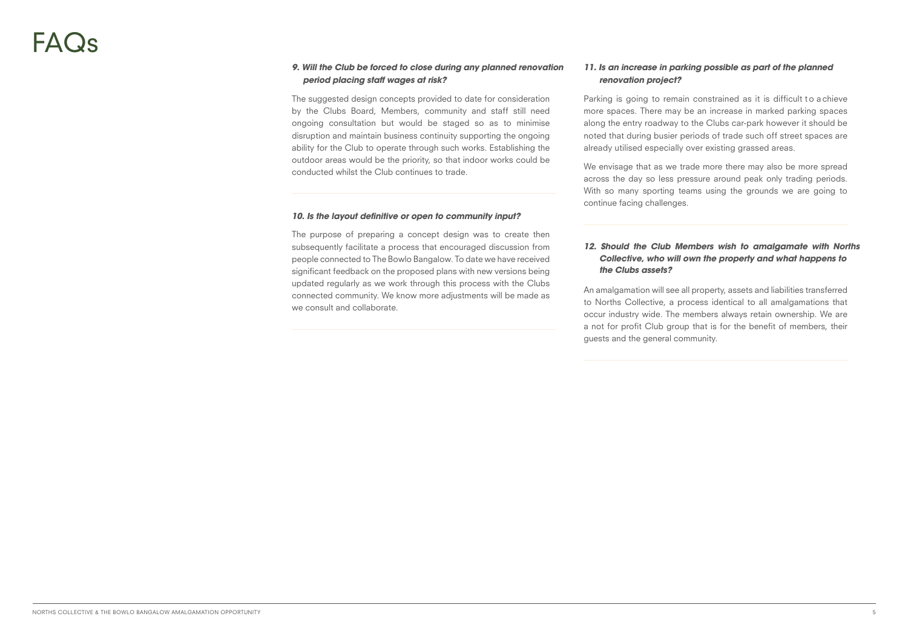# FAQs

***9. Will the Club be forced to close during any planned renovation period placing staff wages at risk?***

The suggested design concepts provided to date for consideration by the Clubs Board, Members, community and staff still need ongoing consultation but would be staged so as to minimise disruption and maintain business continuity supporting the ongoing ability for the Club to operate through such works. Establishing the outdoor areas would be the priority, so that indoor works could be conducted whilst the Club continues to trade.

***10. Is the layout definitive or open to community input?***

The purpose of preparing a concept design was to create then subsequently facilitate a process that encouraged discussion from people connected to The Bowlo Bangalow. To date we have received significant feedback on the proposed plans with new versions being updated regularly as we work through this process with the Clubs connected community. We know more adjustments will be made as we consult and collaborate.

***11. Is an increase in parking possible as part of the planned renovation project?***

Parking is going to remain constrained as it is difficult to achieve more spaces. There may be an increase in marked parking spaces along the entry roadway to the Clubs car-park however it should be noted that during busier periods of trade such off street spaces are already utilised especially over existing grassed areas.

We envisage that as we trade more there may also be more spread across the day so less pressure around peak only trading periods. With so many sporting teams using the grounds we are going to continue facing challenges.

***12. Should the Club Members wish to amalgamate with Norths Collective, who will own the property and what happens to the Clubs assets?***

An amalgamation will see all property, assets and liabilities transferred to Norths Collective, a process identical to all amalgamations that occur industry wide. The members always retain ownership. We are a not for profit Club group that is for the benefit of members, their guests and the general community.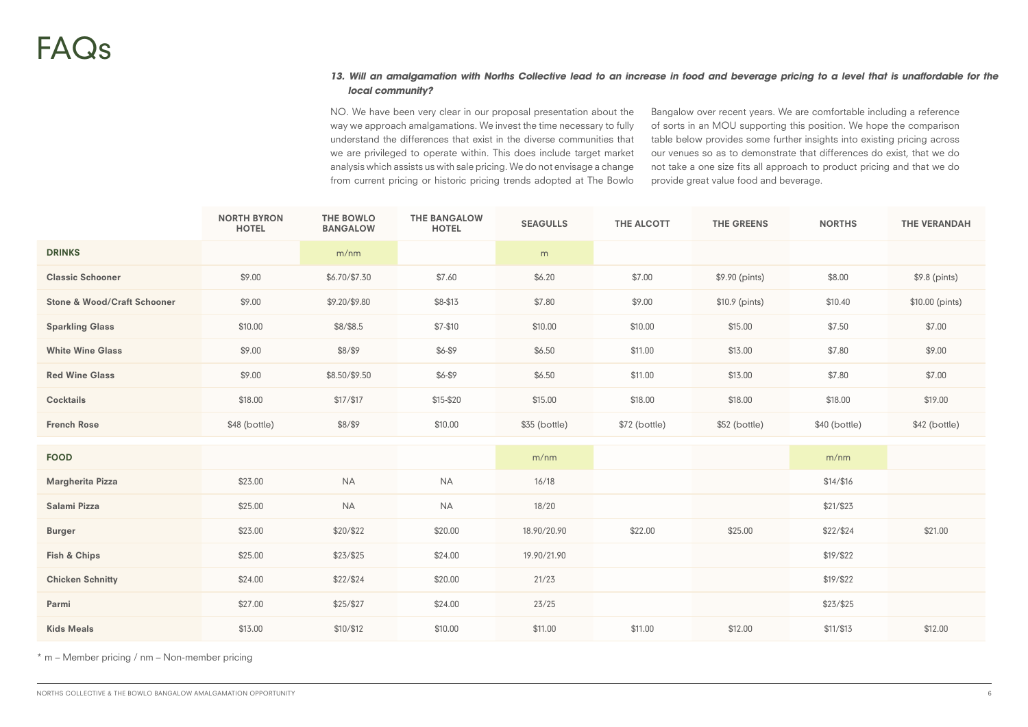# FAQs

***13. Will an amalgamation with Norths Collective lead to an increase in food and beverage pricing to a level that is unaffordable for the local community?***

NO. We have been very clear in our proposal presentation about the way we approach amalgamations. We invest the time necessary to fully understand the differences that exist in the diverse communities that we are privileged to operate within. This does include target market analysis which assists us with sale pricing. We do not envisage a change from current pricing or historic pricing trends adopted at The Bowlo Bangalow over recent years. We are comfortable including a reference of sorts in an MOU supporting this position. We hope the comparison table below provides some further insights into existing pricing across our venues so as to demonstrate that differences do exist, that we do not take a one size fits all approach to product pricing and that we do provide great value food and beverage.

| | NORTH BYRON HOTEL | THE BOWLO BANGALOW | THE BANGALOW HOTEL | SEAGULLS | THE ALCOTT | THE GREENS | NORTHS | THE VERANDAH |
|---|---|---|---|---|---|---|---|---|
| **DRINKS** | | m/nm | | m | | | | |
| **Classic Schooner** | $9.00 | $6.70/$7.30 | $7.60 | $6.20 | $7.00 | $9.90 (pints) | $8.00 | $9.8 (pints) |
| **Stone & Wood/Craft Schooner** | $9.00 | $9.20/$9.80 | $8-$13 | $7.80 | $9.00 | $10.9 (pints) | $10.40 | $10.00 (pints) |
| **Sparkling Glass** | $10.00 | $8/$8.5 | $7-$10 | $10.00 | $10.00 | $15.00 | $7.50 | $7.00 |
| **White Wine Glass** | $9.00 | $8/$9 | $6-$9 | $6.50 | $11.00 | $13.00 | $7.80 | $9.00 |
| **Red Wine Glass** | $9.00 | $8.50/$9.50 | $6-$9 | $6.50 | $11.00 | $13.00 | $7.80 | $7.00 |
| **Cocktails** | $18.00 | $17/$17 | $15-$20 | $15.00 | $18.00 | $18.00 | $18.00 | $19.00 |
| **French Rose** | $48 (bottle) | $8/$9 | $10.00 | $35 (bottle) | $72 (bottle) | $52 (bottle) | $40 (bottle) | $42 (bottle) |
| **FOOD** | | | | m/nm | | | m/nm | |
| **Margherita Pizza** | $23.00 | NA | NA | 16/18 | | | $14/$16 | |
| **Salami Pizza** | $25.00 | NA | NA | 18/20 | | | $21/$23 | |
| **Burger** | $23.00 | $20/$22 | $20.00 | 18.90/20.90 | $22.00 | $25.00 | $22/$24 | $21.00 |
| **Fish & Chips** | $25.00 | $23/$25 | $24.00 | 19.90/21.90 | | | $19/$22 | |
| **Chicken Schnitty** | $24.00 | $22/$24 | $20.00 | 21/23 | | | $19/$22 | |
| **Parmi** | $27.00 | $25/$27 | $24.00 | 23/25 | | | $23/$25 | |
| **Kids Meals** | $13.00 | $10/$12 | $10.00 | $11.00 | $11.00 | $12.00 | $11/$13 | $12.00 |

* m – Member pricing / nm – Non-member pricing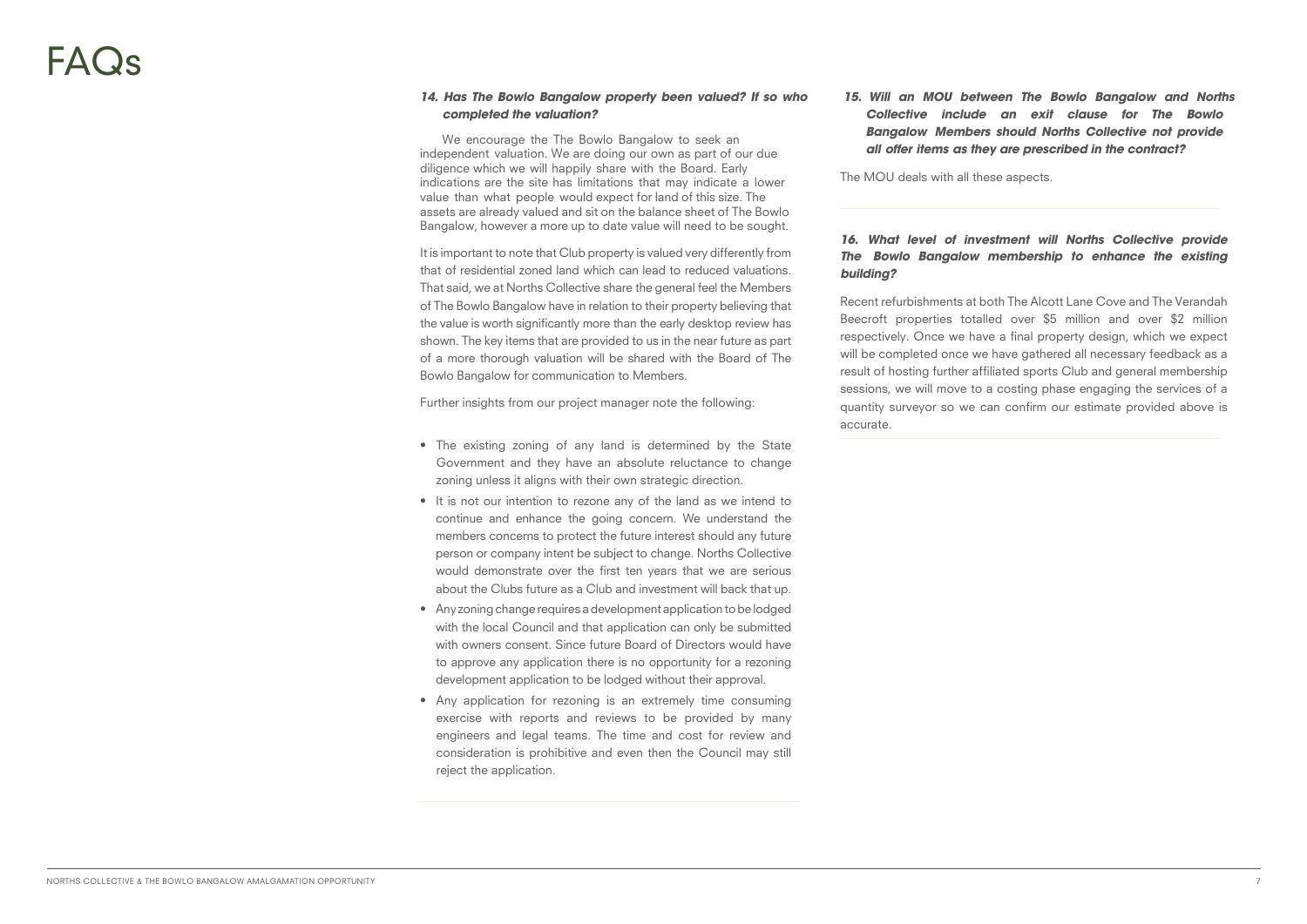# FAQs

***14. Has The Bowlo Bangalow property been valued? If so who completed the valuation?***

We encourage the The Bowlo Bangalow to seek an independent valuation. We are doing our own as part of our due diligence which we will happily share with the Board. Early indications are the site has limitations that may indicate a lower value than what people would expect for land of this size. The assets are already valued and sit on the balance sheet of The Bowlo Bangalow, however a more up to date value will need to be sought.

It is important to note that Club property is valued very differently from that of residential zoned land which can lead to reduced valuations. That said, we at Norths Collective share the general feel the Members of The Bowlo Bangalow have in relation to their property believing that the value is worth significantly more than the early desktop review has shown. The key items that are provided to us in the near future as part of a more thorough valuation will be shared with the Board of The Bowlo Bangalow for communication to Members.

Further insights from our project manager note the following:

- The existing zoning of any land is determined by the State Government and they have an absolute reluctance to change zoning unless it aligns with their own strategic direction.
- It is not our intention to rezone any of the land as we intend to continue and enhance the going concern. We understand the members concerns to protect the future interest should any future person or company intent be subject to change. Norths Collective would demonstrate over the first ten years that we are serious about the Clubs future as a Club and investment will back that up.
- Any zoning change requires a development application to be lodged with the local Council and that application can only be submitted with owners consent. Since future Board of Directors would have to approve any application there is no opportunity for a rezoning development application to be lodged without their approval.
- Any application for rezoning is an extremely time consuming exercise with reports and reviews to be provided by many engineers and legal teams. The time and cost for review and consideration is prohibitive and even then the Council may still reject the application.

***15. Will an MOU between The Bowlo Bangalow and Norths Collective include an exit clause for The Bowlo Bangalow Members should Norths Collective not provide all offer items as they are prescribed in the contract?***

The MOU deals with all these aspects.

***16. What level of investment will Norths Collective provide The Bowlo Bangalow membership to enhance the existing building?***

Recent refurbishments at both The Alcott Lane Cove and The Verandah Beecroft properties totalled over $5 million and over $2 million respectively. Once we have a final property design, which we expect will be completed once we have gathered all necessary feedback as a result of hosting further affiliated sports Club and general membership sessions, we will move to a costing phase engaging the services of a quantity surveyor so we can confirm our estimate provided above is accurate.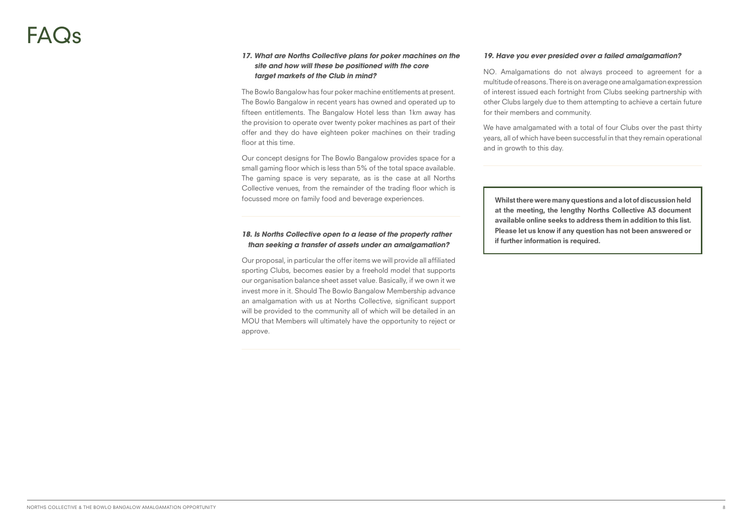# FAQs

***17. What are Norths Collective plans for poker machines on the site and how will these be positioned with the core target markets of the Club in mind?***

The Bowlo Bangalow has four poker machine entitlements at present. The Bowlo Bangalow in recent years has owned and operated up to fifteen entitlements. The Bangalow Hotel less than 1km away has the provision to operate over twenty poker machines as part of their offer and they do have eighteen poker machines on their trading floor at this time.

Our concept designs for The Bowlo Bangalow provides space for a small gaming floor which is less than 5% of the total space available. The gaming space is very separate, as is the case at all Norths Collective venues, from the remainder of the trading floor which is focussed more on family food and beverage experiences.

***18. Is Norths Collective open to a lease of the property rather than seeking a transfer of assets under an amalgamation?***

Our proposal, in particular the offer items we will provide all affiliated sporting Clubs, becomes easier by a freehold model that supports our organisation balance sheet asset value. Basically, if we own it we invest more in it. Should The Bowlo Bangalow Membership advance an amalgamation with us at Norths Collective, significant support will be provided to the community all of which will be detailed in an MOU that Members will ultimately have the opportunity to reject or approve.

***19. Have you ever presided over a failed amalgamation?***

NO. Amalgamations do not always proceed to agreement for a multitude of reasons. There is on average one amalgamation expression of interest issued each fortnight from Clubs seeking partnership with other Clubs largely due to them attempting to achieve a certain future for their members and community.

We have amalgamated with a total of four Clubs over the past thirty years, all of which have been successful in that they remain operational and in growth to this day.

**Whilst there were many questions and a lot of discussion held at the meeting, the lengthy Norths Collective A3 document available online seeks to address them in addition to this list. Please let us know if any question has not been answered or if further information is required.**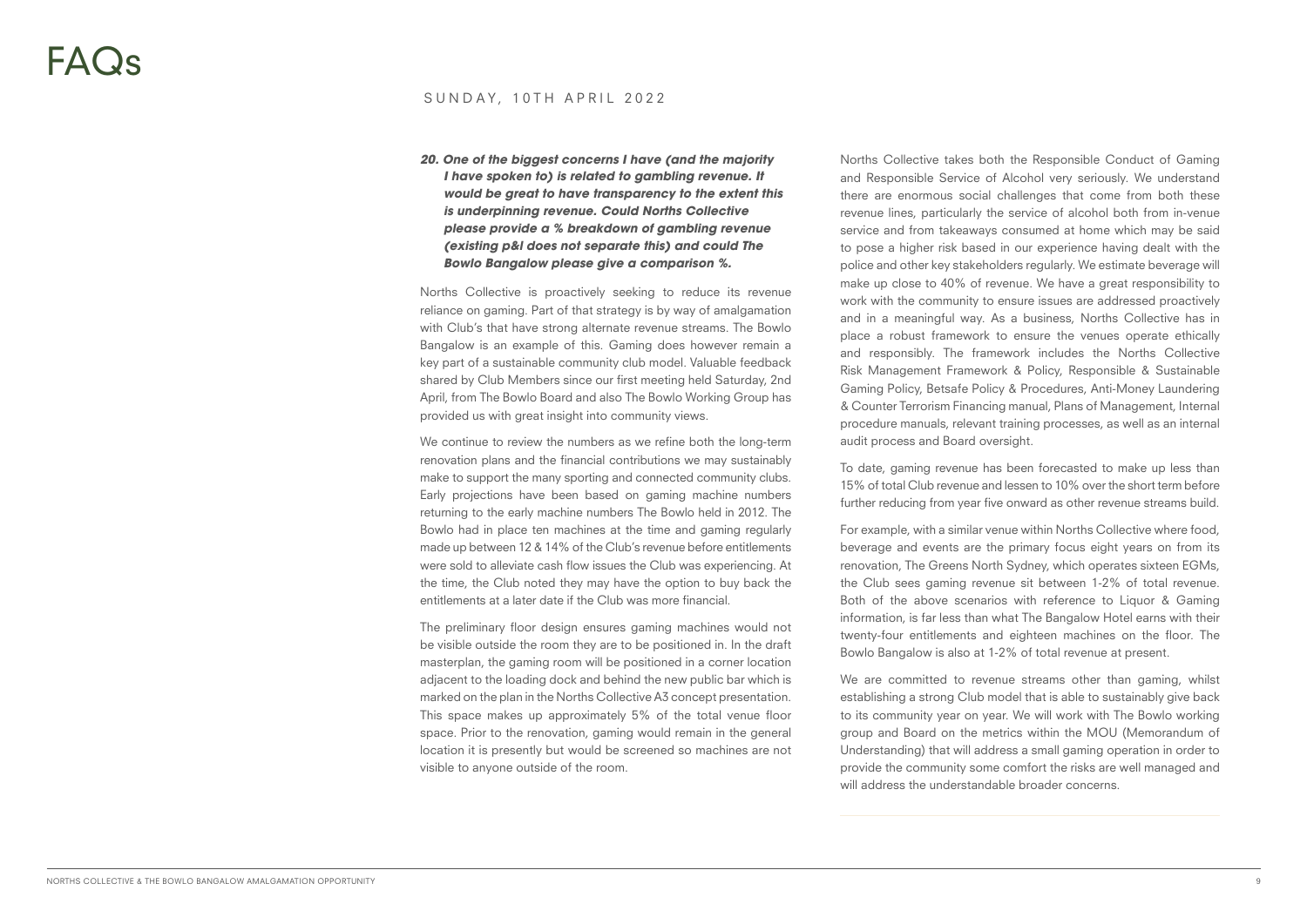# FAQs

SUNDAY, 10TH APRIL 2022

***20. One of the biggest concerns I have (and the majority I have spoken to) is related to gambling revenue. It would be great to have transparency to the extent this is underpinning revenue. Could Norths Collective please provide a % breakdown of gambling revenue (existing p&l does not separate this) and could The Bowlo Bangalow please give a comparison %.***

Norths Collective is proactively seeking to reduce its revenue reliance on gaming. Part of that strategy is by way of amalgamation with Club's that have strong alternate revenue streams. The Bowlo Bangalow is an example of this. Gaming does however remain a key part of a sustainable community club model. Valuable feedback shared by Club Members since our first meeting held Saturday, 2nd April, from The Bowlo Board and also The Bowlo Working Group has provided us with great insight into community views.

We continue to review the numbers as we refine both the long-term renovation plans and the financial contributions we may sustainably make to support the many sporting and connected community clubs. Early projections have been based on gaming machine numbers returning to the early machine numbers The Bowlo held in 2012. The Bowlo had in place ten machines at the time and gaming regularly made up between 12 & 14% of the Club's revenue before entitlements were sold to alleviate cash flow issues the Club was experiencing. At the time, the Club noted they may have the option to buy back the entitlements at a later date if the Club was more financial.

The preliminary floor design ensures gaming machines would not be visible outside the room they are to be positioned in. In the draft masterplan, the gaming room will be positioned in a corner location adjacent to the loading dock and behind the new public bar which is marked on the plan in the Norths Collective A3 concept presentation. This space makes up approximately 5% of the total venue floor space. Prior to the renovation, gaming would remain in the general location it is presently but would be screened so machines are not visible to anyone outside of the room.

Norths Collective takes both the Responsible Conduct of Gaming and Responsible Service of Alcohol very seriously. We understand there are enormous social challenges that come from both these revenue lines, particularly the service of alcohol both from in-venue service and from takeaways consumed at home which may be said to pose a higher risk based in our experience having dealt with the police and other key stakeholders regularly. We estimate beverage will make up close to 40% of revenue. We have a great responsibility to work with the community to ensure issues are addressed proactively and in a meaningful way. As a business, Norths Collective has in place a robust framework to ensure the venues operate ethically and responsibly. The framework includes the Norths Collective Risk Management Framework & Policy, Responsible & Sustainable Gaming Policy, Betsafe Policy & Procedures, Anti-Money Laundering & Counter Terrorism Financing manual, Plans of Management, Internal procedure manuals, relevant training processes, as well as an internal audit process and Board oversight.

To date, gaming revenue has been forecasted to make up less than 15% of total Club revenue and lessen to 10% over the short term before further reducing from year five onward as other revenue streams build.

For example, with a similar venue within Norths Collective where food, beverage and events are the primary focus eight years on from its renovation, The Greens North Sydney, which operates sixteen EGMs, the Club sees gaming revenue sit between 1-2% of total revenue. Both of the above scenarios with reference to Liquor & Gaming information, is far less than what The Bangalow Hotel earns with their twenty-four entitlements and eighteen machines on the floor. The Bowlo Bangalow is also at 1-2% of total revenue at present.

We are committed to revenue streams other than gaming, whilst establishing a strong Club model that is able to sustainably give back to its community year on year. We will work with The Bowlo working group and Board on the metrics within the MOU (Memorandum of Understanding) that will address a small gaming operation in order to provide the community some comfort the risks are well managed and will address the understandable broader concerns.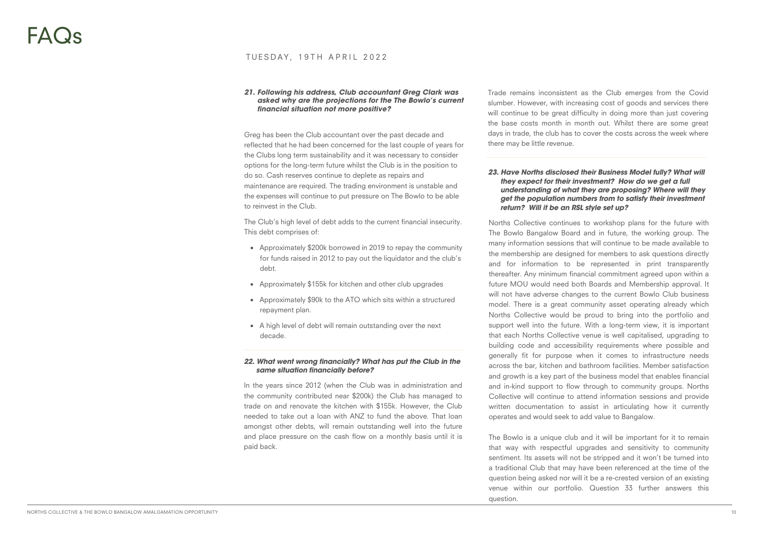# FAQs

TUESDAY, 19TH APRIL 2022

***21. Following his address, Club accountant Greg Clark was asked why are the projections for the The Bowlo's current financial situation not more positive?***

Greg has been the Club accountant over the past decade and reflected that he had been concerned for the last couple of years for the Clubs long term sustainability and it was necessary to consider options for the long-term future whilst the Club is in the position to do so. Cash reserves continue to deplete as repairs and maintenance are required. The trading environment is unstable and the expenses will continue to put pressure on The Bowlo to be able to reinvest in the Club.

The Club's high level of debt adds to the current financial insecurity. This debt comprises of:

- Approximately $200k borrowed in 2019 to repay the community for funds raised in 2012 to pay out the liquidator and the club's debt.
- Approximately $155k for kitchen and other club upgrades
- Approximately $90k to the ATO which sits within a structured repayment plan.
- A high level of debt will remain outstanding over the next decade.

***22. What went wrong financially? What has put the Club in the same situation financially before?***

In the years since 2012 (when the Club was in administration and the community contributed near $200k) the Club has managed to trade on and renovate the kitchen with $155k. However, the Club needed to take out a loan with ANZ to fund the above. That loan amongst other debts, will remain outstanding well into the future and place pressure on the cash flow on a monthly basis until it is paid back.

Trade remains inconsistent as the Club emerges from the Covid slumber. However, with increasing cost of goods and services there will continue to be great difficulty in doing more than just covering the base costs month in month out. Whilst there are some great days in trade, the club has to cover the costs across the week where there may be little revenue.

***23. Have Norths disclosed their Business Model fully? What will they expect for their investment? How do we get a full understanding of what they are proposing? Where will they get the population numbers from to satisfy their investment return? Will it be an RSL style set up?***

Norths Collective continues to workshop plans for the future with The Bowlo Bangalow Board and in future, the working group. The many information sessions that will continue to be made available to the membership are designed for members to ask questions directly and for information to be represented in print transparently thereafter. Any minimum financial commitment agreed upon within a future MOU would need both Boards and Membership approval. It will not have adverse changes to the current Bowlo Club business model. There is a great community asset operating already which Norths Collective would be proud to bring into the portfolio and support well into the future. With a long-term view, it is important that each Norths Collective venue is well capitalised, upgrading to building code and accessibility requirements where possible and generally fit for purpose when it comes to infrastructure needs across the bar, kitchen and bathroom facilities. Member satisfaction and growth is a key part of the business model that enables financial and in-kind support to flow through to community groups. Norths Collective will continue to attend information sessions and provide written documentation to assist in articulating how it currently operates and would seek to add value to Bangalow.

The Bowlo is a unique club and it will be important for it to remain that way with respectful upgrades and sensitivity to community sentiment. Its assets will not be stripped and it won't be turned into a traditional Club that may have been referenced at the time of the question being asked nor will it be a re-crested version of an existing venue within our portfolio. Question 33 further answers this question.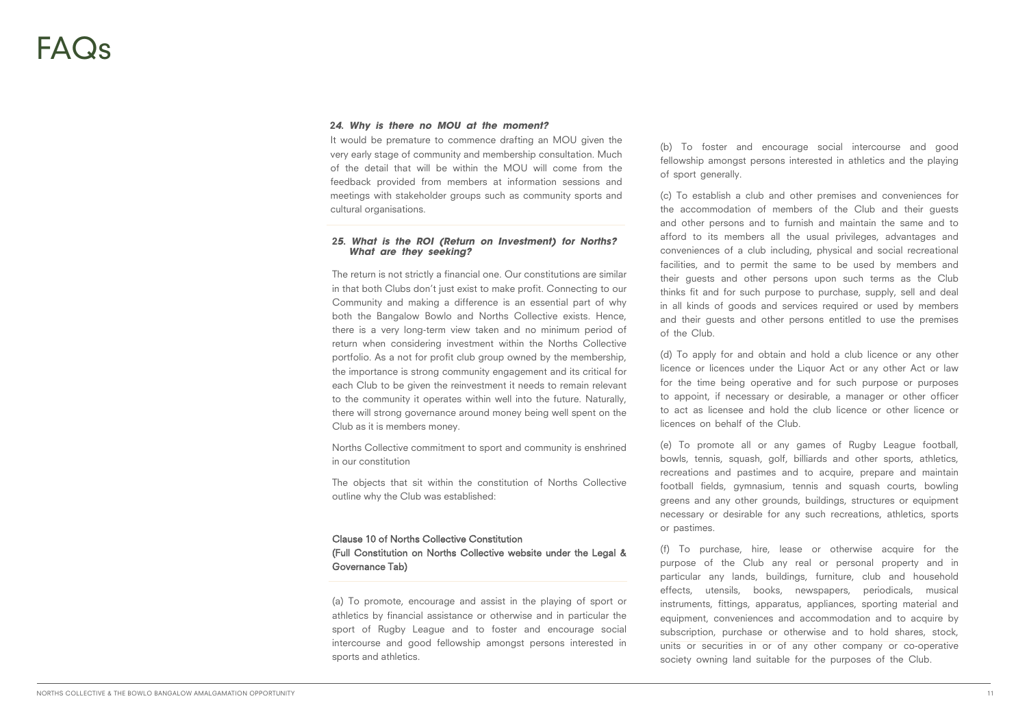# FAQs

***24. Why is there no MOU at the moment?***

It would be premature to commence drafting an MOU given the very early stage of community and membership consultation. Much of the detail that will be within the MOU will come from the feedback provided from members at information sessions and meetings with stakeholder groups such as community sports and cultural organisations.

***25. What is the ROI (Return on Investment) for Norths? What are they seeking?***

The return is not strictly a financial one. Our constitutions are similar in that both Clubs don't just exist to make profit. Connecting to our Community and making a difference is an essential part of why both the Bangalow Bowlo and Norths Collective exists. Hence, there is a very long-term view taken and no minimum period of return when considering investment within the Norths Collective portfolio. As a not for profit club group owned by the membership, the importance is strong community engagement and its critical for each Club to be given the reinvestment it needs to remain relevant to the community it operates within well into the future. Naturally, there will strong governance around money being well spent on the Club as it is members money.

Norths Collective commitment to sport and community is enshrined in our constitution

The objects that sit within the constitution of Norths Collective outline why the Club was established:

**Clause 10 of Norths Collective Constitution**
**(Full Constitution on Norths Collective website under the Legal & Governance Tab)**

(a) To promote, encourage and assist in the playing of sport or athletics by financial assistance or otherwise and in particular the sport of Rugby League and to foster and encourage social intercourse and good fellowship amongst persons interested in sports and athletics.

(b) To foster and encourage social intercourse and good fellowship amongst persons interested in athletics and the playing of sport generally.

(c) To establish a club and other premises and conveniences for the accommodation of members of the Club and their guests and other persons and to furnish and maintain the same and to afford to its members all the usual privileges, advantages and conveniences of a club including, physical and social recreational facilities, and to permit the same to be used by members and their guests and other persons upon such terms as the Club thinks fit and for such purpose to purchase, supply, sell and deal in all kinds of goods and services required or used by members and their guests and other persons entitled to use the premises of the Club.

(d) To apply for and obtain and hold a club licence or any other licence or licences under the Liquor Act or any other Act or law for the time being operative and for such purpose or purposes to appoint, if necessary or desirable, a manager or other officer to act as licensee and hold the club licence or other licence or licences on behalf of the Club.

(e) To promote all or any games of Rugby League football, bowls, tennis, squash, golf, billiards and other sports, athletics, recreations and pastimes and to acquire, prepare and maintain football fields, gymnasium, tennis and squash courts, bowling greens and any other grounds, buildings, structures or equipment necessary or desirable for any such recreations, athletics, sports or pastimes.

(f) To purchase, hire, lease or otherwise acquire for the purpose of the Club any real or personal property and in particular any lands, buildings, furniture, club and household effects, utensils, books, newspapers, periodicals, musical instruments, fittings, apparatus, appliances, sporting material and equipment, conveniences and accommodation and to acquire by subscription, purchase or otherwise and to hold shares, stock, units or securities in or of any other company or co-operative society owning land suitable for the purposes of the Club.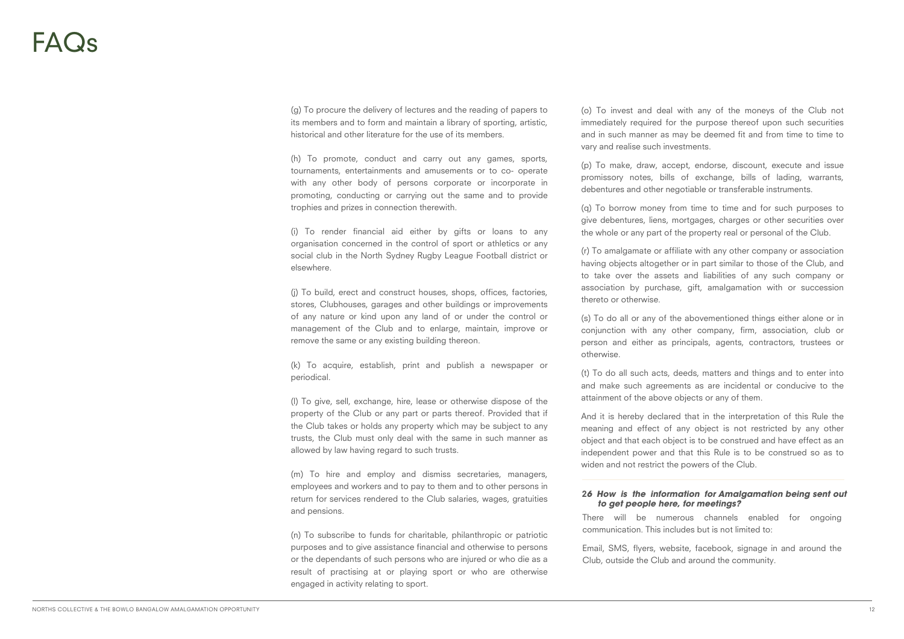# FAQs

(g) To procure the delivery of lectures and the reading of papers to its members and to form and maintain a library of sporting, artistic, historical and other literature for the use of its members.

(h) To promote, conduct and carry out any games, sports, tournaments, entertainments and amusements or to co- operate with any other body of persons corporate or incorporate in promoting, conducting or carrying out the same and to provide trophies and prizes in connection therewith.

(i) To render financial aid either by gifts or loans to any organisation concerned in the control of sport or athletics or any social club in the North Sydney Rugby League Football district or elsewhere.

(j) To build, erect and construct houses, shops, offices, factories, stores, Clubhouses, garages and other buildings or improvements of any nature or kind upon any land of or under the control or management of the Club and to enlarge, maintain, improve or remove the same or any existing building thereon.

(k) To acquire, establish, print and publish a newspaper or periodical.

(l) To give, sell, exchange, hire, lease or otherwise dispose of the property of the Club or any part or parts thereof. Provided that if the Club takes or holds any property which may be subject to any trusts, the Club must only deal with the same in such manner as allowed by law having regard to such trusts.

(m) To hire and employ and dismiss secretaries, managers, employees and workers and to pay to them and to other persons in return for services rendered to the Club salaries, wages, gratuities and pensions.

(n) To subscribe to funds for charitable, philanthropic or patriotic purposes and to give assistance financial and otherwise to persons or the dependants of such persons who are injured or who die as a result of practising at or playing sport or who are otherwise engaged in activity relating to sport.

(o) To invest and deal with any of the moneys of the Club not immediately required for the purpose thereof upon such securities and in such manner as may be deemed fit and from time to time to vary and realise such investments.

(p) To make, draw, accept, endorse, discount, execute and issue promissory notes, bills of exchange, bills of lading, warrants, debentures and other negotiable or transferable instruments.

(q) To borrow money from time to time and for such purposes to give debentures, liens, mortgages, charges or other securities over the whole or any part of the property real or personal of the Club.

(r) To amalgamate or affiliate with any other company or association having objects altogether or in part similar to those of the Club, and to take over the assets and liabilities of any such company or association by purchase, gift, amalgamation with or succession thereto or otherwise.

(s) To do all or any of the abovementioned things either alone or in conjunction with any other company, firm, association, club or person and either as principals, agents, contractors, trustees or otherwise.

(t) To do all such acts, deeds, matters and things and to enter into and make such agreements as are incidental or conducive to the attainment of the above objects or any of them.

And it is hereby declared that in the interpretation of this Rule the meaning and effect of any object is not restricted by any other object and that each object is to be construed and have effect as an independent power and that this Rule is to be construed so as to widen and not restrict the powers of the Club.

***26 How is the information for Amalgamation being sent out to get people here, for meetings?***

There will be numerous channels enabled for ongoing communication. This includes but is not limited to:

Email, SMS, flyers, website, facebook, signage in and around the Club, outside the Club and around the community.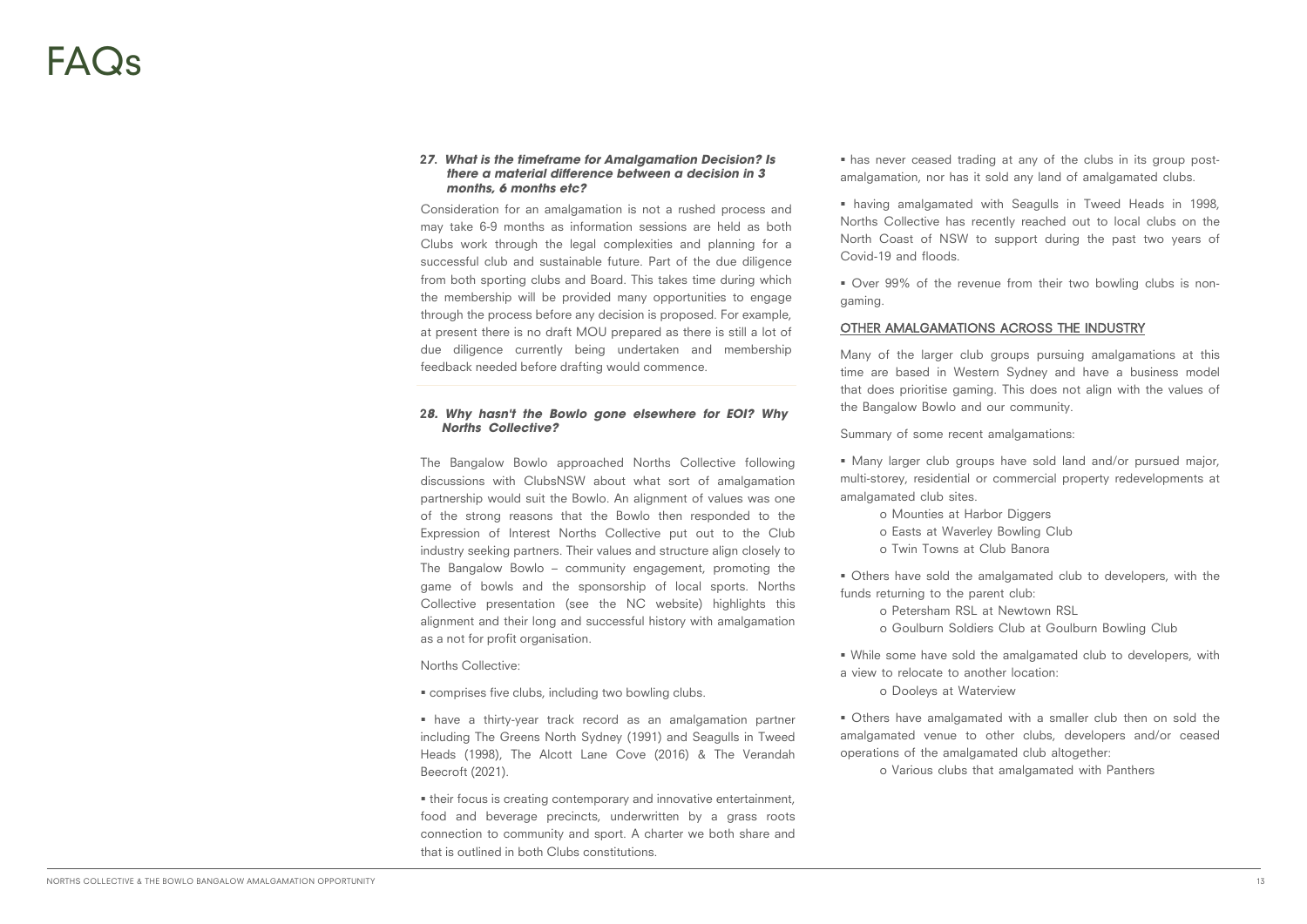# FAQs

***27. What is the timeframe for Amalgamation Decision? Is there a material difference between a decision in 3 months, 6 months etc?***

Consideration for an amalgamation is not a rushed process and may take 6-9 months as information sessions are held as both Clubs work through the legal complexities and planning for a successful club and sustainable future. Part of the due diligence from both sporting clubs and Board. This takes time during which the membership will be provided many opportunities to engage through the process before any decision is proposed. For example, at present there is no draft MOU prepared as there is still a lot of due diligence currently being undertaken and membership feedback needed before drafting would commence.

***28. Why hasn't the Bowlo gone elsewhere for EOI? Why Norths Collective?***

The Bangalow Bowlo approached Norths Collective following discussions with ClubsNSW about what sort of amalgamation partnership would suit the Bowlo. An alignment of values was one of the strong reasons that the Bowlo then responded to the Expression of Interest Norths Collective put out to the Club industry seeking partners. Their values and structure align closely to The Bangalow Bowlo – community engagement, promoting the game of bowls and the sponsorship of local sports. Norths Collective presentation (see the NC website) highlights this alignment and their long and successful history with amalgamation as a not for profit organisation.

Norths Collective:

- comprises five clubs, including two bowling clubs.
- have a thirty-year track record as an amalgamation partner including The Greens North Sydney (1991) and Seagulls in Tweed Heads (1998), The Alcott Lane Cove (2016) & The Verandah Beecroft (2021).
- their focus is creating contemporary and innovative entertainment, food and beverage precincts, underwritten by a grass roots connection to community and sport. A charter we both share and that is outlined in both Clubs constitutions.
- has never ceased trading at any of the clubs in its group post-amalgamation, nor has it sold any land of amalgamated clubs.
- having amalgamated with Seagulls in Tweed Heads in 1998, Norths Collective has recently reached out to local clubs on the North Coast of NSW to support during the past two years of Covid-19 and floods.
- Over 99% of the revenue from their two bowling clubs is non-gaming.

OTHER AMALGAMATIONS ACROSS THE INDUSTRY

Many of the larger club groups pursuing amalgamations at this time are based in Western Sydney and have a business model that does prioritise gaming. This does not align with the values of the Bangalow Bowlo and our community.

Summary of some recent amalgamations:

- Many larger club groups have sold land and/or pursued major, multi-storey, residential or commercial property redevelopments at amalgamated club sites.
  - Mounties at Harbor Diggers
  - Easts at Waverley Bowling Club
  - Twin Towns at Club Banora
- Others have sold the amalgamated club to developers, with the funds returning to the parent club:
  - Petersham RSL at Newtown RSL
  - Goulburn Soldiers Club at Goulburn Bowling Club
- While some have sold the amalgamated club to developers, with a view to relocate to another location:
  - Dooleys at Waterview
- Others have amalgamated with a smaller club then on sold the amalgamated venue to other clubs, developers and/or ceased operations of the amalgamated club altogether:
  - Various clubs that amalgamated with Panthers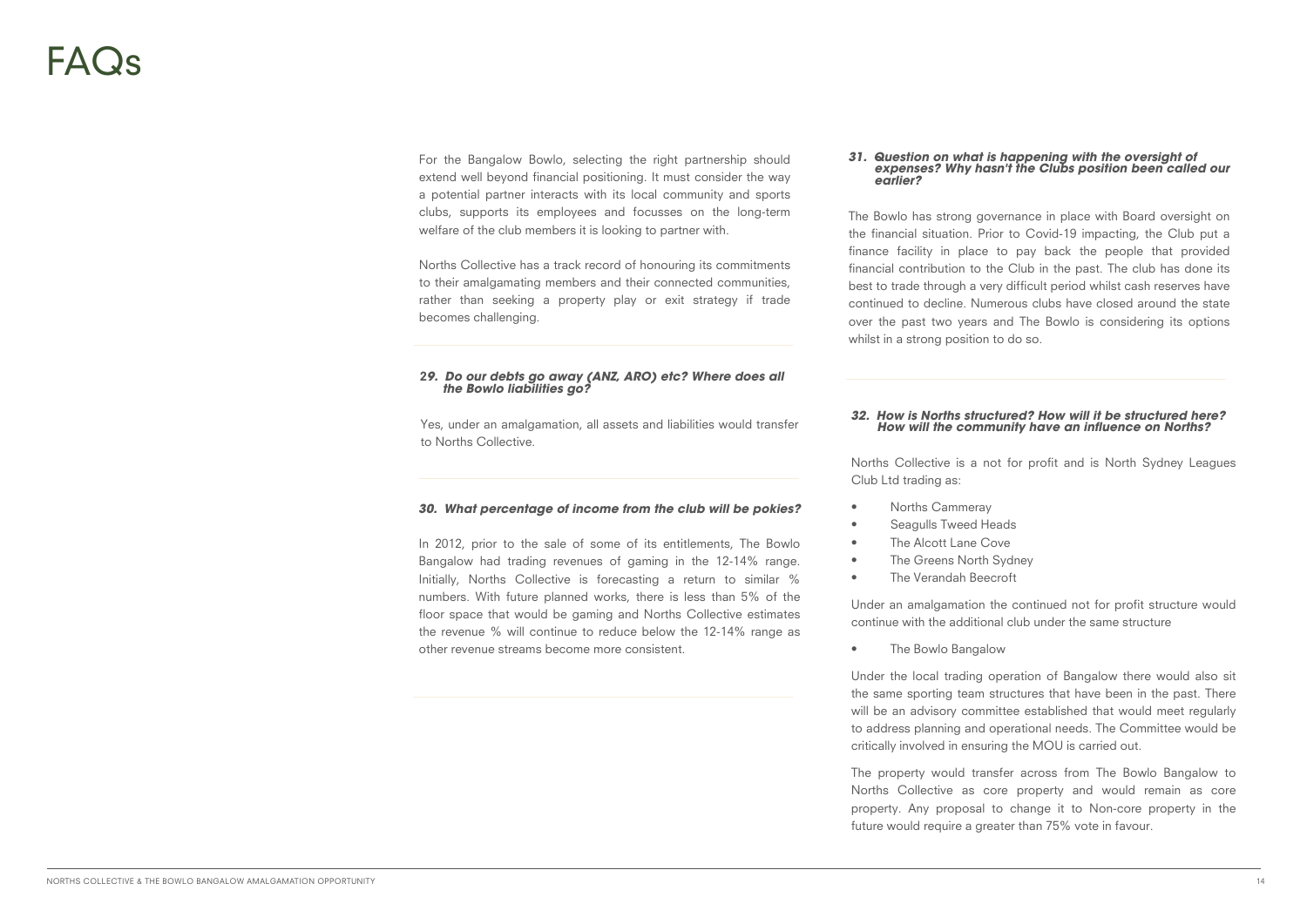# FAQs

For the Bangalow Bowlo, selecting the right partnership should extend well beyond financial positioning. It must consider the way a potential partner interacts with its local community and sports clubs, supports its employees and focusses on the long-term welfare of the club members it is looking to partner with.

Norths Collective has a track record of honouring its commitments to their amalgamating members and their connected communities, rather than seeking a property play or exit strategy if trade becomes challenging.

***29. Do our debts go away (ANZ, ARO) etc? Where does all the Bowlo liabilities go?***

Yes, under an amalgamation, all assets and liabilities would transfer to Norths Collective.

***30. What percentage of income from the club will be pokies?***

In 2012, prior to the sale of some of its entitlements, The Bowlo Bangalow had trading revenues of gaming in the 12-14% range. Initially, Norths Collective is forecasting a return to similar % numbers. With future planned works, there is less than 5% of the floor space that would be gaming and Norths Collective estimates the revenue % will continue to reduce below the 12-14% range as other revenue streams become more consistent.

***31. Question on what is happening with the oversight of expenses? Why hasn't the Clubs position been called our earlier?***

The Bowlo has strong governance in place with Board oversight on the financial situation. Prior to Covid-19 impacting, the Club put a finance facility in place to pay back the people that provided financial contribution to the Club in the past. The club has done its best to trade through a very difficult period whilst cash reserves have continued to decline. Numerous clubs have closed around the state over the past two years and The Bowlo is considering its options whilst in a strong position to do so.

***32. How is Norths structured? How will it be structured here? How will the community have an influence on Norths?***

Norths Collective is a not for profit and is North Sydney Leagues Club Ltd trading as:

- Norths Cammeray
- Seagulls Tweed Heads
- The Alcott Lane Cove
- The Greens North Sydney
- The Verandah Beecroft

Under an amalgamation the continued not for profit structure would continue with the additional club under the same structure

- The Bowlo Bangalow

Under the local trading operation of Bangalow there would also sit the same sporting team structures that have been in the past. There will be an advisory committee established that would meet regularly to address planning and operational needs. The Committee would be critically involved in ensuring the MOU is carried out.

The property would transfer across from The Bowlo Bangalow to Norths Collective as core property and would remain as core property. Any proposal to change it to Non-core property in the future would require a greater than 75% vote in favour.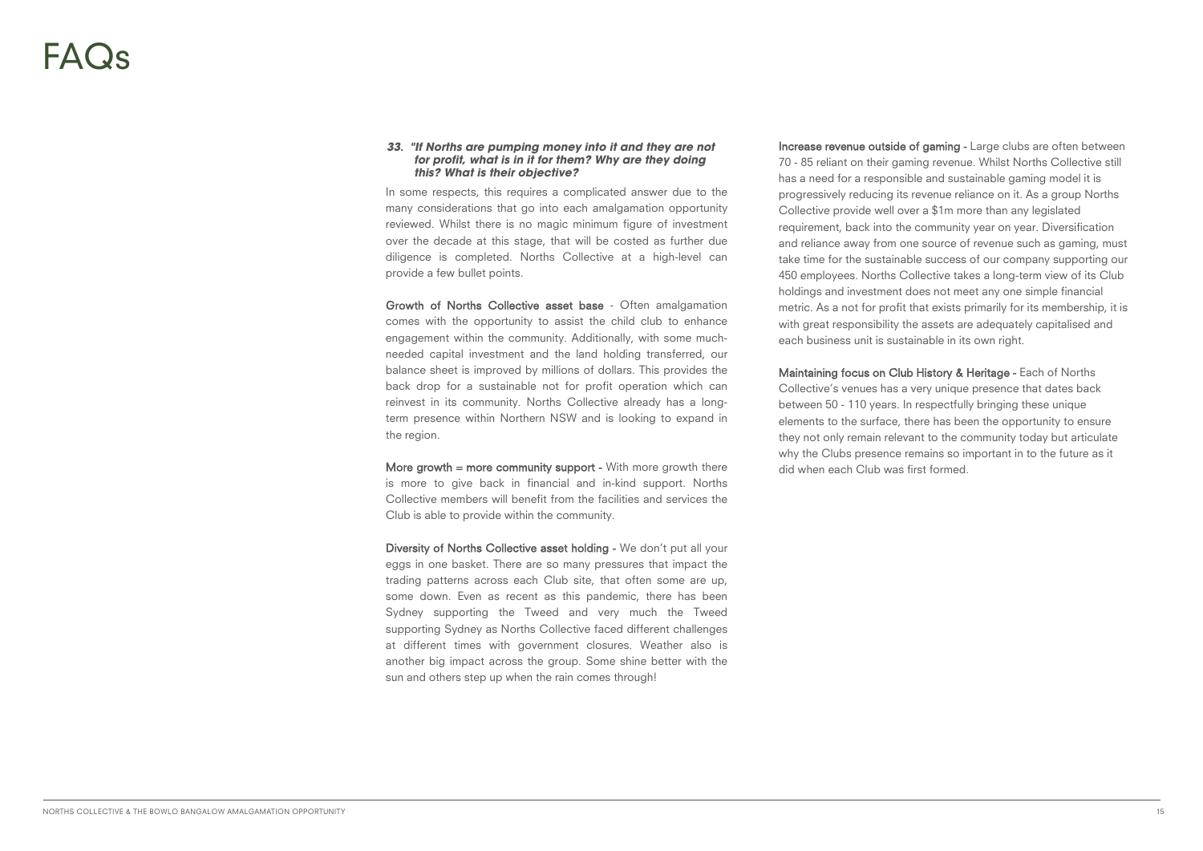# FAQs

***33. "If Norths are pumping money into it and they are not for profit, what is in it for them? Why are they doing this? What is their objective?***

In some respects, this requires a complicated answer due to the many considerations that go into each amalgamation opportunity reviewed. Whilst there is no magic minimum figure of investment over the decade at this stage, that will be costed as further due diligence is completed. Norths Collective at a high-level can provide a few bullet points.

**Growth of Norths Collective asset base** - Often amalgamation comes with the opportunity to assist the child club to enhance engagement within the community. Additionally, with some much-needed capital investment and the land holding transferred, our balance sheet is improved by millions of dollars. This provides the back drop for a sustainable not for profit operation which can reinvest in its community. Norths Collective already has a long-term presence within Northern NSW and is looking to expand in the region.

**More growth = more community support -** With more growth there is more to give back in financial and in-kind support. Norths Collective members will benefit from the facilities and services the Club is able to provide within the community.

**Diversity of Norths Collective asset holding -** We don't put all your eggs in one basket. There are so many pressures that impact the trading patterns across each Club site, that often some are up, some down. Even as recent as this pandemic, there has been Sydney supporting the Tweed and very much the Tweed supporting Sydney as Norths Collective faced different challenges at different times with government closures. Weather also is another big impact across the group. Some shine better with the sun and others step up when the rain comes through!

**Increase revenue outside of gaming -** Large clubs are often between 70 - 85 reliant on their gaming revenue. Whilst Norths Collective still has a need for a responsible and sustainable gaming model it is progressively reducing its revenue reliance on it. As a group Norths Collective provide well over a $1m more than any legislated requirement, back into the community year on year. Diversification and reliance away from one source of revenue such as gaming, must take time for the sustainable success of our company supporting our 450 employees. Norths Collective takes a long-term view of its Club holdings and investment does not meet any one simple financial metric. As a not for profit that exists primarily for its membership, it is with great responsibility the assets are adequately capitalised and each business unit is sustainable in its own right.

**Maintaining focus on Club History & Heritage -** Each of Norths Collective's venues has a very unique presence that dates back between 50 - 110 years. In respectfully bringing these unique elements to the surface, there has been the opportunity to ensure they not only remain relevant to the community today but articulate why the Clubs presence remains so important in to the future as it did when each Club was first formed.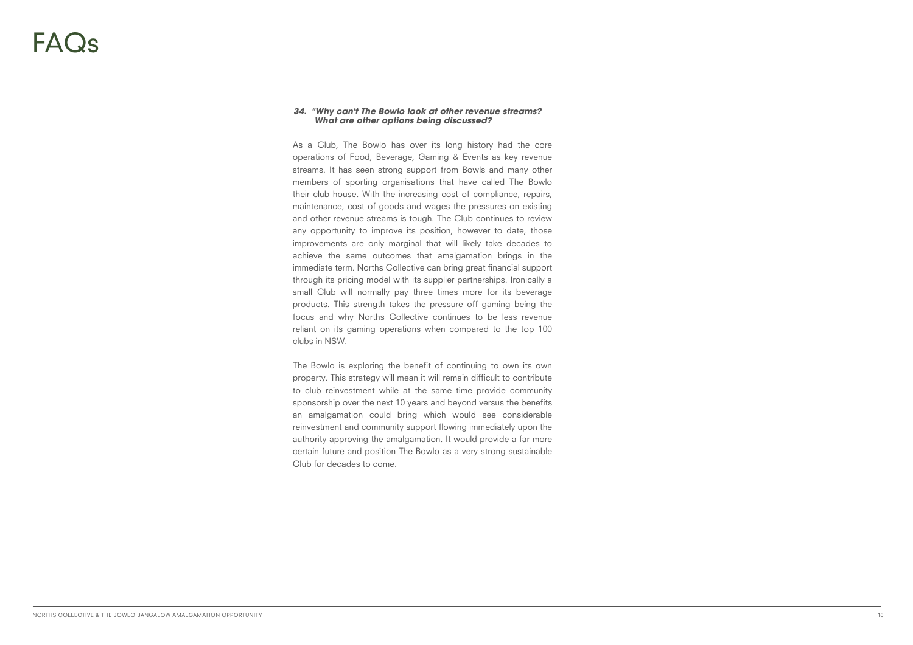# FAQs

***34. "Why can't The Bowlo look at other revenue streams? What are other options being discussed?***

As a Club, The Bowlo has over its long history had the core operations of Food, Beverage, Gaming & Events as key revenue streams. It has seen strong support from Bowls and many other members of sporting organisations that have called The Bowlo their club house. With the increasing cost of compliance, repairs, maintenance, cost of goods and wages the pressures on existing and other revenue streams is tough. The Club continues to review any opportunity to improve its position, however to date, those improvements are only marginal that will likely take decades to achieve the same outcomes that amalgamation brings in the immediate term. Norths Collective can bring great financial support through its pricing model with its supplier partnerships. Ironically a small Club will normally pay three times more for its beverage products. This strength takes the pressure off gaming being the focus and why Norths Collective continues to be less revenue reliant on its gaming operations when compared to the top 100 clubs in NSW.

The Bowlo is exploring the benefit of continuing to own its own property. This strategy will mean it will remain difficult to contribute to club reinvestment while at the same time provide community sponsorship over the next 10 years and beyond versus the benefits an amalgamation could bring which would see considerable reinvestment and community support flowing immediately upon the authority approving the amalgamation. It would provide a far more certain future and position The Bowlo as a very strong sustainable Club for decades to come.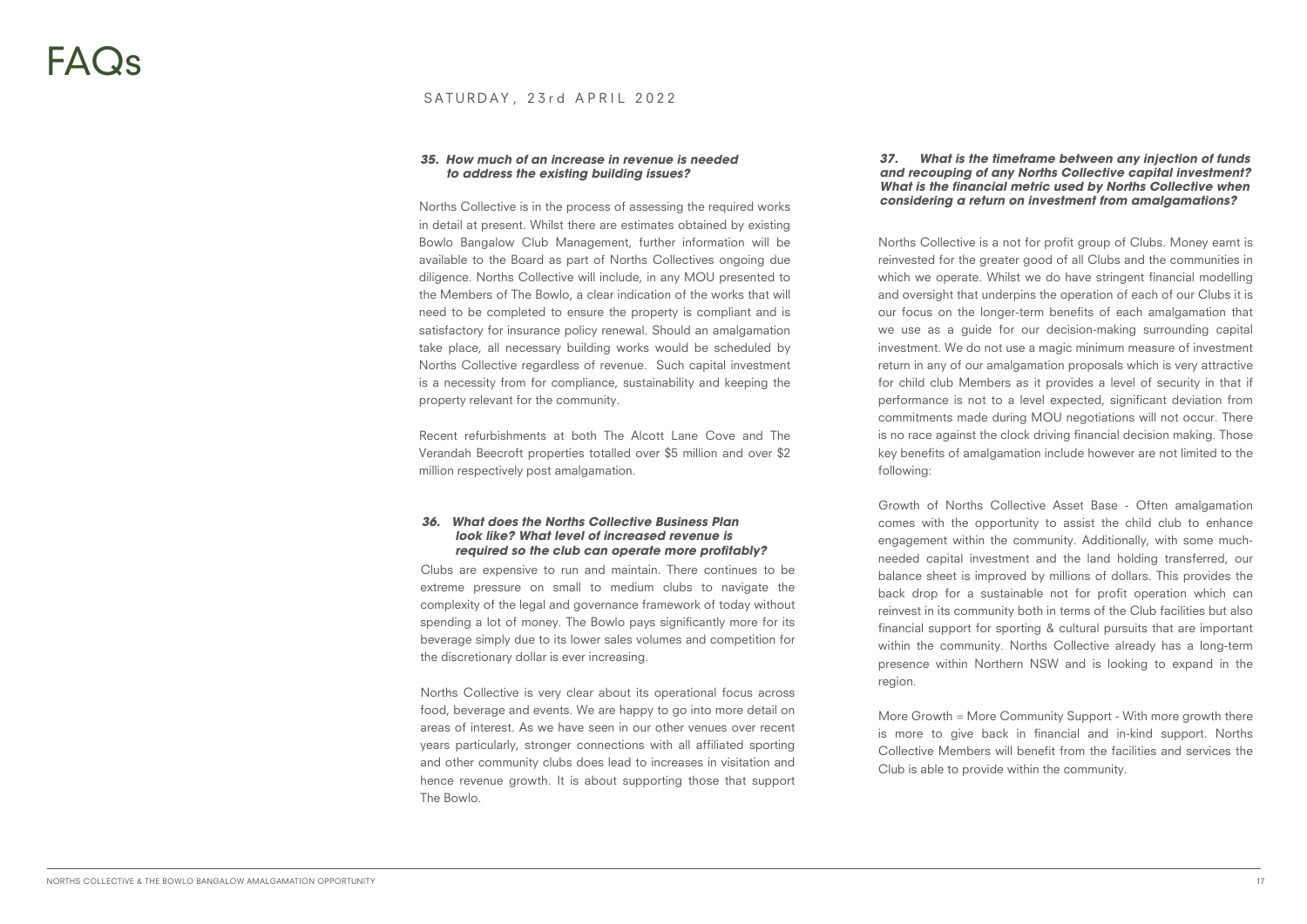# FAQs

SATURDAY, 23rd APRIL 2022

***35. How much of an increase in revenue is needed to address the existing building issues?***

Norths Collective is in the process of assessing the required works in detail at present. Whilst there are estimates obtained by existing Bowlo Bangalow Club Management, further information will be available to the Board as part of Norths Collectives ongoing due diligence. Norths Collective will include, in any MOU presented to the Members of The Bowlo, a clear indication of the works that will need to be completed to ensure the property is compliant and is satisfactory for insurance policy renewal. Should an amalgamation take place, all necessary building works would be scheduled by Norths Collective regardless of revenue. Such capital investment is a necessity from for compliance, sustainability and keeping the property relevant for the community.

Recent refurbishments at both The Alcott Lane Cove and The Verandah Beecroft properties totalled over $5 million and over $2 million respectively post amalgamation.

***36. What does the Norths Collective Business Plan look like? What level of increased revenue is required so the club can operate more profitably?***

Clubs are expensive to run and maintain. There continues to be extreme pressure on small to medium clubs to navigate the complexity of the legal and governance framework of today without spending a lot of money. The Bowlo pays significantly more for its beverage simply due to its lower sales volumes and competition for the discretionary dollar is ever increasing.

Norths Collective is very clear about its operational focus across food, beverage and events. We are happy to go into more detail on areas of interest. As we have seen in our other venues over recent years particularly, stronger connections with all affiliated sporting and other community clubs does lead to increases in visitation and hence revenue growth. It is about supporting those that support The Bowlo.

***37. What is the timeframe between any injection of funds and recouping of any Norths Collective capital investment? What is the financial metric used by Norths Collective when considering a return on investment from amalgamations?***

Norths Collective is a not for profit group of Clubs. Money earnt is reinvested for the greater good of all Clubs and the communities in which we operate. Whilst we do have stringent financial modelling and oversight that underpins the operation of each of our Clubs it is our focus on the longer-term benefits of each amalgamation that we use as a guide for our decision-making surrounding capital investment. We do not use a magic minimum measure of investment return in any of our amalgamation proposals which is very attractive for child club Members as it provides a level of security in that if performance is not to a level expected, significant deviation from commitments made during MOU negotiations will not occur. There is no race against the clock driving financial decision making. Those key benefits of amalgamation include however are not limited to the following:

Growth of Norths Collective Asset Base - Often amalgamation comes with the opportunity to assist the child club to enhance engagement within the community. Additionally, with some much-needed capital investment and the land holding transferred, our balance sheet is improved by millions of dollars. This provides the back drop for a sustainable not for profit operation which can reinvest in its community both in terms of the Club facilities but also financial support for sporting & cultural pursuits that are important within the community. Norths Collective already has a long-term presence within Northern NSW and is looking to expand in the region.

More Growth = More Community Support - With more growth there is more to give back in financial and in-kind support. Norths Collective Members will benefit from the facilities and services the Club is able to provide within the community.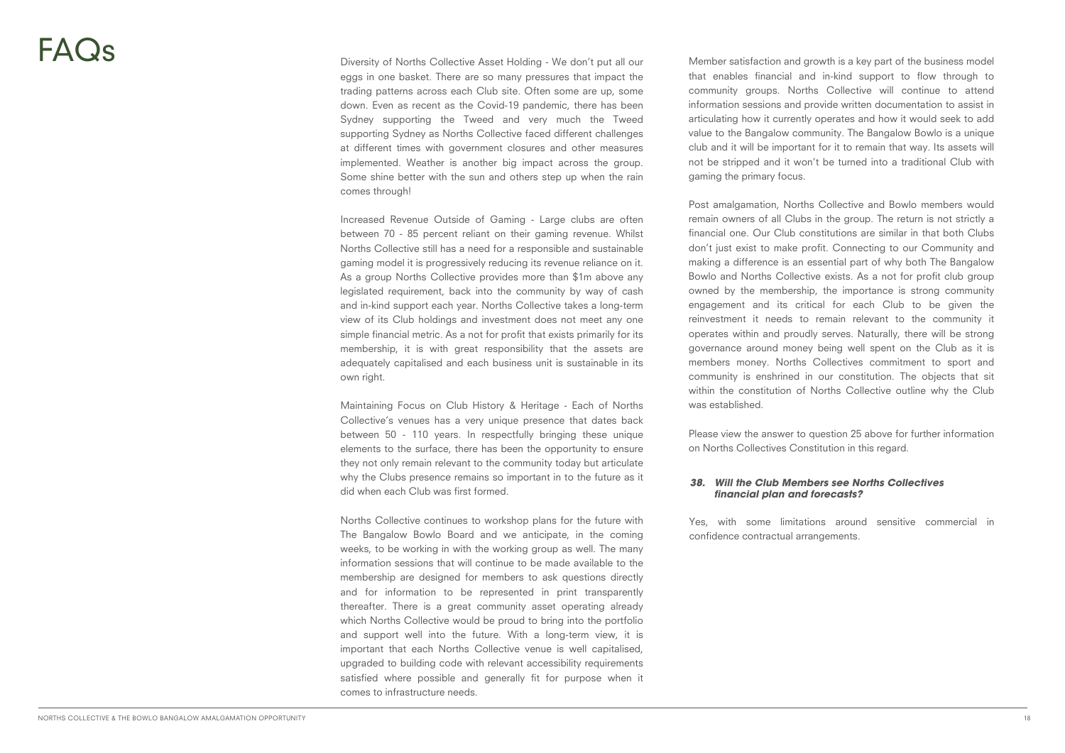# FAQs

Diversity of Norths Collective Asset Holding - We don't put all our eggs in one basket. There are so many pressures that impact the trading patterns across each Club site. Often some are up, some down. Even as recent as the Covid-19 pandemic, there has been Sydney supporting the Tweed and very much the Tweed supporting Sydney as Norths Collective faced different challenges at different times with government closures and other measures implemented. Weather is another big impact across the group. Some shine better with the sun and others step up when the rain comes through!

Increased Revenue Outside of Gaming - Large clubs are often between 70 - 85 percent reliant on their gaming revenue. Whilst Norths Collective still has a need for a responsible and sustainable gaming model it is progressively reducing its revenue reliance on it. As a group Norths Collective provides more than $1m above any legislated requirement, back into the community by way of cash and in-kind support each year. Norths Collective takes a long-term view of its Club holdings and investment does not meet any one simple financial metric. As a not for profit that exists primarily for its membership, it is with great responsibility that the assets are adequately capitalised and each business unit is sustainable in its own right.

Maintaining Focus on Club History & Heritage - Each of Norths Collective's venues has a very unique presence that dates back between 50 - 110 years. In respectfully bringing these unique elements to the surface, there has been the opportunity to ensure they not only remain relevant to the community today but articulate why the Clubs presence remains so important in to the future as it did when each Club was first formed.

Norths Collective continues to workshop plans for the future with The Bangalow Bowlo Board and we anticipate, in the coming weeks, to be working in with the working group as well. The many information sessions that will continue to be made available to the membership are designed for members to ask questions directly and for information to be represented in print transparently thereafter. There is a great community asset operating already which Norths Collective would be proud to bring into the portfolio and support well into the future. With a long-term view, it is important that each Norths Collective venue is well capitalised, upgraded to building code with relevant accessibility requirements satisfied where possible and generally fit for purpose when it comes to infrastructure needs.

Member satisfaction and growth is a key part of the business model that enables financial and in-kind support to flow through to community groups. Norths Collective will continue to attend information sessions and provide written documentation to assist in articulating how it currently operates and how it would seek to add value to the Bangalow community. The Bangalow Bowlo is a unique club and it will be important for it to remain that way. Its assets will not be stripped and it won't be turned into a traditional Club with gaming the primary focus.

Post amalgamation, Norths Collective and Bowlo members would remain owners of all Clubs in the group. The return is not strictly a financial one. Our Club constitutions are similar in that both Clubs don't just exist to make profit. Connecting to our Community and making a difference is an essential part of why both The Bangalow Bowlo and Norths Collective exists. As a not for profit club group owned by the membership, the importance is strong community engagement and its critical for each Club to be given the reinvestment it needs to remain relevant to the community it operates within and proudly serves. Naturally, there will be strong governance around money being well spent on the Club as it is members money. Norths Collectives commitment to sport and community is enshrined in our constitution. The objects that sit within the constitution of Norths Collective outline why the Club was established.

Please view the answer to question 25 above for further information on Norths Collectives Constitution in this regard.

### *38. Will the Club Members see Norths Collectives financial plan and forecasts?*

Yes, with some limitations around sensitive commercial in confidence contractual arrangements.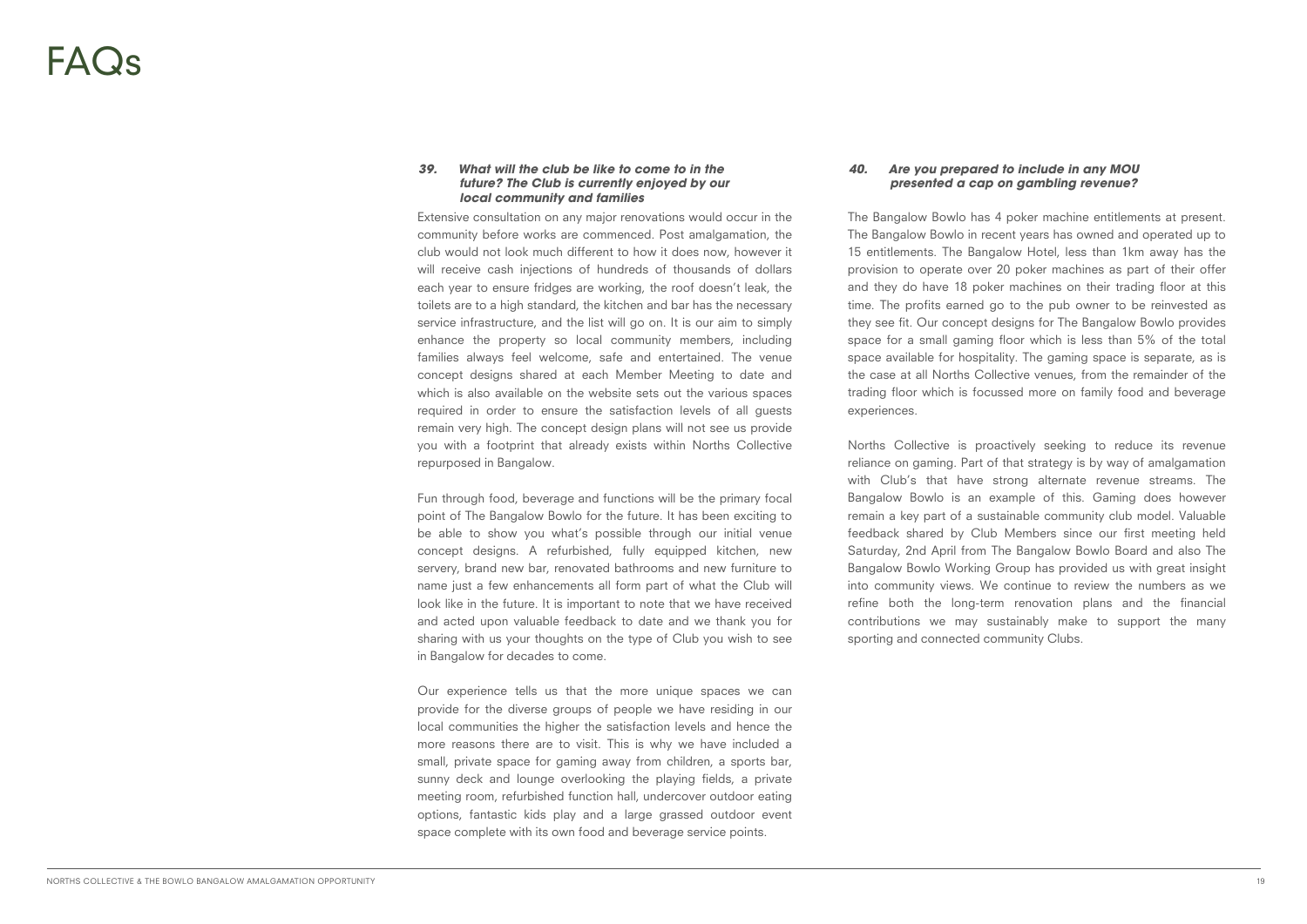# FAQs

***39. What will the club be like to come to in the future? The Club is currently enjoyed by our local community and families***

Extensive consultation on any major renovations would occur in the community before works are commenced. Post amalgamation, the club would not look much different to how it does now, however it will receive cash injections of hundreds of thousands of dollars each year to ensure fridges are working, the roof doesn't leak, the toilets are to a high standard, the kitchen and bar has the necessary service infrastructure, and the list will go on. It is our aim to simply enhance the property so local community members, including families always feel welcome, safe and entertained. The venue concept designs shared at each Member Meeting to date and which is also available on the website sets out the various spaces required in order to ensure the satisfaction levels of all guests remain very high. The concept design plans will not see us provide you with a footprint that already exists within Norths Collective repurposed in Bangalow.

Fun through food, beverage and functions will be the primary focal point of The Bangalow Bowlo for the future. It has been exciting to be able to show you what's possible through our initial venue concept designs. A refurbished, fully equipped kitchen, new servery, brand new bar, renovated bathrooms and new furniture to name just a few enhancements all form part of what the Club will look like in the future. It is important to note that we have received and acted upon valuable feedback to date and we thank you for sharing with us your thoughts on the type of Club you wish to see in Bangalow for decades to come.

Our experience tells us that the more unique spaces we can provide for the diverse groups of people we have residing in our local communities the higher the satisfaction levels and hence the more reasons there are to visit. This is why we have included a small, private space for gaming away from children, a sports bar, sunny deck and lounge overlooking the playing fields, a private meeting room, refurbished function hall, undercover outdoor eating options, fantastic kids play and a large grassed outdoor event space complete with its own food and beverage service points.

***40. Are you prepared to include in any MOU presented a cap on gambling revenue?***

The Bangalow Bowlo has 4 poker machine entitlements at present. The Bangalow Bowlo in recent years has owned and operated up to 15 entitlements. The Bangalow Hotel, less than 1km away has the provision to operate over 20 poker machines as part of their offer and they do have 18 poker machines on their trading floor at this time. The profits earned go to the pub owner to be reinvested as they see fit. Our concept designs for The Bangalow Bowlo provides space for a small gaming floor which is less than 5% of the total space available for hospitality. The gaming space is separate, as is the case at all Norths Collective venues, from the remainder of the trading floor which is focussed more on family food and beverage experiences.

Norths Collective is proactively seeking to reduce its revenue reliance on gaming. Part of that strategy is by way of amalgamation with Club's that have strong alternate revenue streams. The Bangalow Bowlo is an example of this. Gaming does however remain a key part of a sustainable community club model. Valuable feedback shared by Club Members since our first meeting held Saturday, 2nd April from The Bangalow Bowlo Board and also The Bangalow Bowlo Working Group has provided us with great insight into community views. We continue to review the numbers as we refine both the long-term renovation plans and the financial contributions we may sustainably make to support the many sporting and connected community Clubs.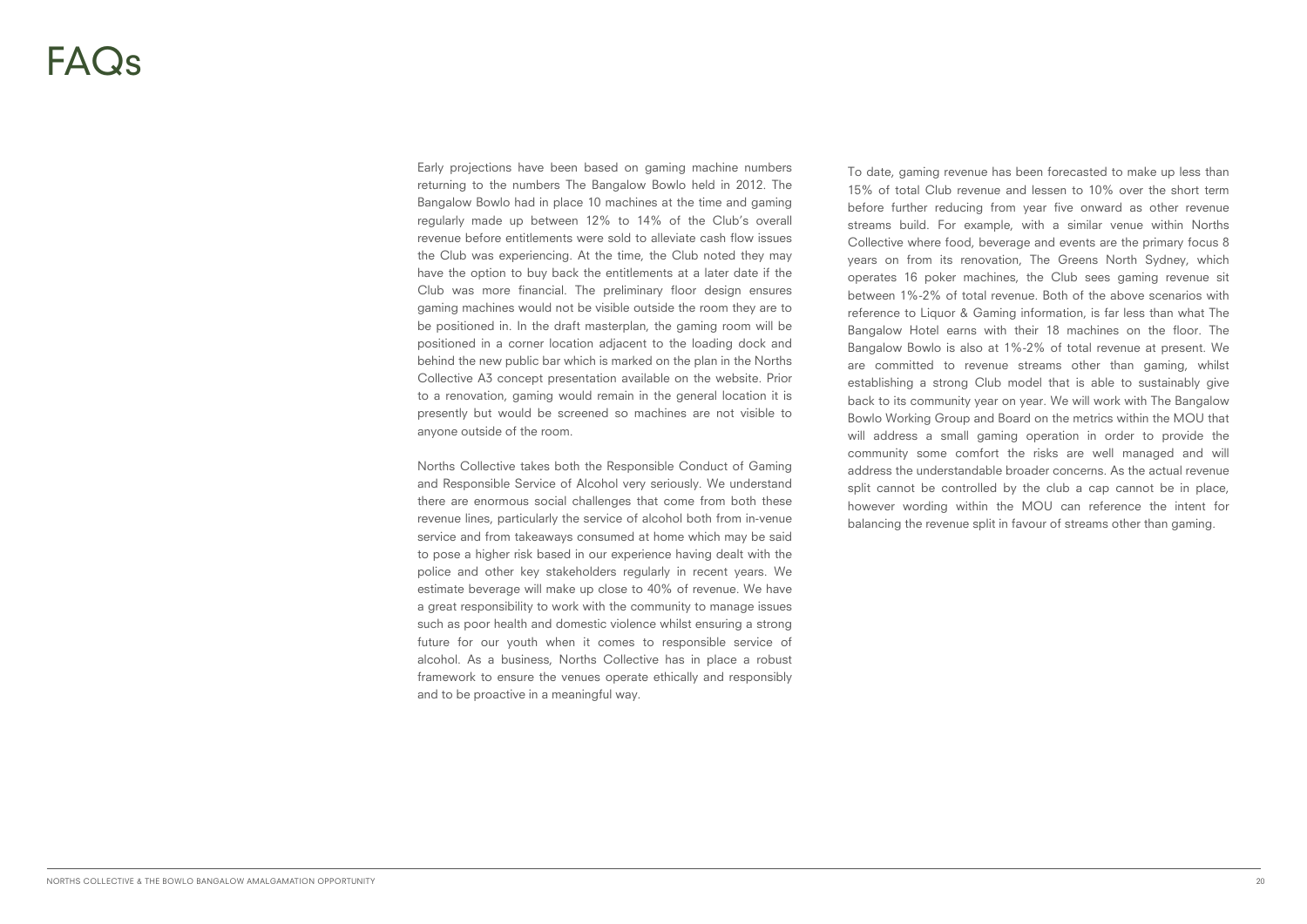# FAQs

Early projections have been based on gaming machine numbers returning to the numbers The Bangalow Bowlo held in 2012. The Bangalow Bowlo had in place 10 machines at the time and gaming regularly made up between 12% to 14% of the Club's overall revenue before entitlements were sold to alleviate cash flow issues the Club was experiencing. At the time, the Club noted they may have the option to buy back the entitlements at a later date if the Club was more financial. The preliminary floor design ensures gaming machines would not be visible outside the room they are to be positioned in. In the draft masterplan, the gaming room will be positioned in a corner location adjacent to the loading dock and behind the new public bar which is marked on the plan in the Norths Collective A3 concept presentation available on the website. Prior to a renovation, gaming would remain in the general location it is presently but would be screened so machines are not visible to anyone outside of the room.

Norths Collective takes both the Responsible Conduct of Gaming and Responsible Service of Alcohol very seriously. We understand there are enormous social challenges that come from both these revenue lines, particularly the service of alcohol both from in-venue service and from takeaways consumed at home which may be said to pose a higher risk based in our experience having dealt with the police and other key stakeholders regularly in recent years. We estimate beverage will make up close to 40% of revenue. We have a great responsibility to work with the community to manage issues such as poor health and domestic violence whilst ensuring a strong future for our youth when it comes to responsible service of alcohol. As a business, Norths Collective has in place a robust framework to ensure the venues operate ethically and responsibly and to be proactive in a meaningful way.

To date, gaming revenue has been forecasted to make up less than 15% of total Club revenue and lessen to 10% over the short term before further reducing from year five onward as other revenue streams build. For example, with a similar venue within Norths Collective where food, beverage and events are the primary focus 8 years on from its renovation, The Greens North Sydney, which operates 16 poker machines, the Club sees gaming revenue sit between 1%-2% of total revenue. Both of the above scenarios with reference to Liquor & Gaming information, is far less than what The Bangalow Hotel earns with their 18 machines on the floor. The Bangalow Bowlo is also at 1%-2% of total revenue at present. We are committed to revenue streams other than gaming, whilst establishing a strong Club model that is able to sustainably give back to its community year on year. We will work with The Bangalow Bowlo Working Group and Board on the metrics within the MOU that will address a small gaming operation in order to provide the community some comfort the risks are well managed and will address the understandable broader concerns. As the actual revenue split cannot be controlled by the club a cap cannot be in place, however wording within the MOU can reference the intent for balancing the revenue split in favour of streams other than gaming.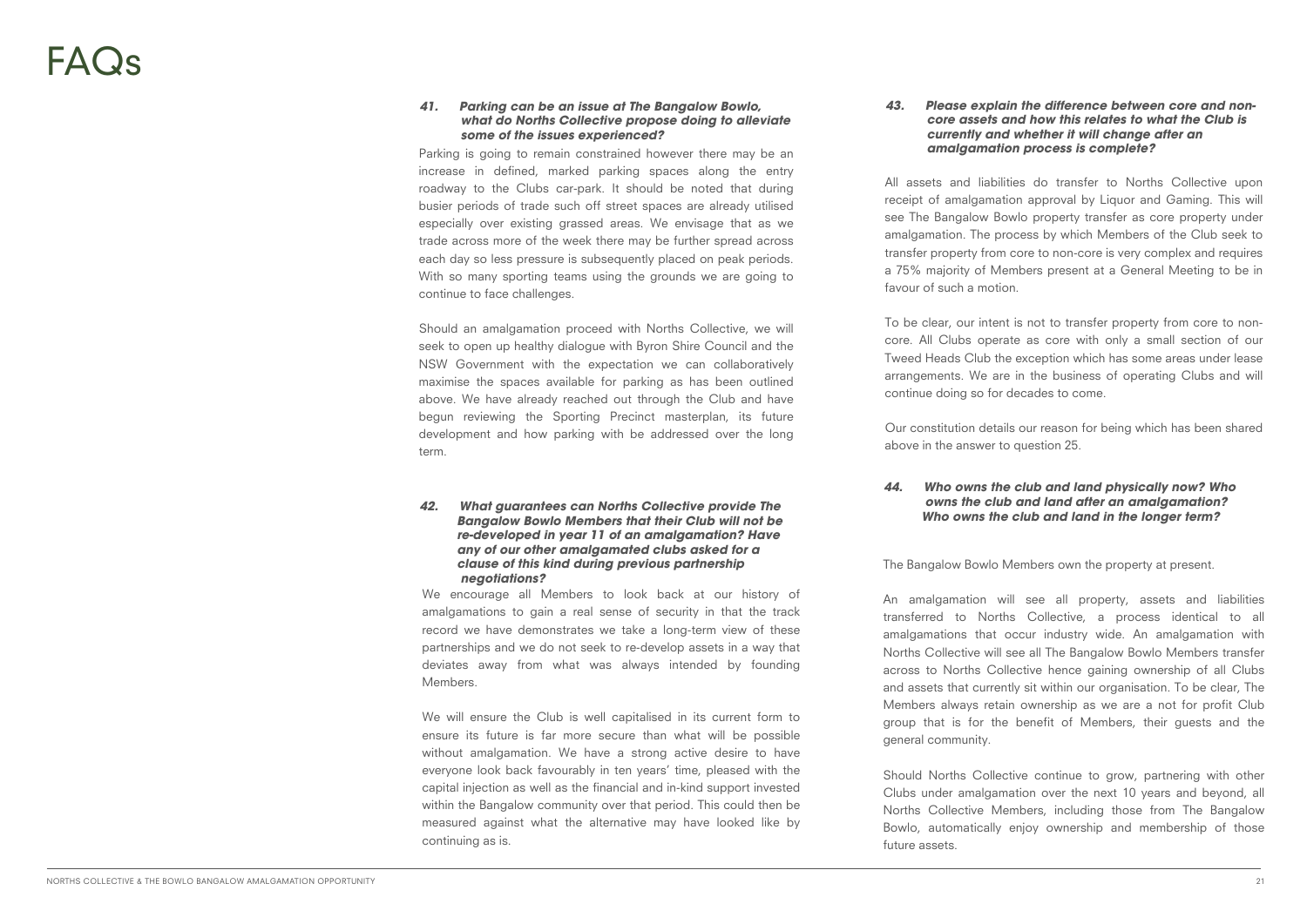# FAQs

***41. Parking can be an issue at The Bangalow Bowlo, what do Norths Collective propose doing to alleviate some of the issues experienced?***

Parking is going to remain constrained however there may be an increase in defined, marked parking spaces along the entry roadway to the Clubs car-park. It should be noted that during busier periods of trade such off street spaces are already utilised especially over existing grassed areas. We envisage that as we trade across more of the week there may be further spread across each day so less pressure is subsequently placed on peak periods. With so many sporting teams using the grounds we are going to continue to face challenges.

Should an amalgamation proceed with Norths Collective, we will seek to open up healthy dialogue with Byron Shire Council and the NSW Government with the expectation we can collaboratively maximise the spaces available for parking as has been outlined above. We have already reached out through the Club and have begun reviewing the Sporting Precinct masterplan, its future development and how parking with be addressed over the long term.

***42. What guarantees can Norths Collective provide The Bangalow Bowlo Members that their Club will not be re-developed in year 11 of an amalgamation? Have any of our other amalgamated clubs asked for a clause of this kind during previous partnership negotiations?***

We encourage all Members to look back at our history of amalgamations to gain a real sense of security in that the track record we have demonstrates we take a long-term view of these partnerships and we do not seek to re-develop assets in a way that deviates away from what was always intended by founding Members.

We will ensure the Club is well capitalised in its current form to ensure its future is far more secure than what will be possible without amalgamation. We have a strong active desire to have everyone look back favourably in ten years' time, pleased with the capital injection as well as the financial and in-kind support invested within the Bangalow community over that period. This could then be measured against what the alternative may have looked like by continuing as is.

***43. Please explain the difference between core and non-core assets and how this relates to what the Club is currently and whether it will change after an amalgamation process is complete?***

All assets and liabilities do transfer to Norths Collective upon receipt of amalgamation approval by Liquor and Gaming. This will see The Bangalow Bowlo property transfer as core property under amalgamation. The process by which Members of the Club seek to transfer property from core to non-core is very complex and requires a 75% majority of Members present at a General Meeting to be in favour of such a motion.

To be clear, our intent is not to transfer property from core to non-core. All Clubs operate as core with only a small section of our Tweed Heads Club the exception which has some areas under lease arrangements. We are in the business of operating Clubs and will continue doing so for decades to come.

Our constitution details our reason for being which has been shared above in the answer to question 25.

***44. Who owns the club and land physically now? Who owns the club and land after an amalgamation? Who owns the club and land in the longer term?***

The Bangalow Bowlo Members own the property at present.

An amalgamation will see all property, assets and liabilities transferred to Norths Collective, a process identical to all amalgamations that occur industry wide. An amalgamation with Norths Collective will see all The Bangalow Bowlo Members transfer across to Norths Collective hence gaining ownership of all Clubs and assets that currently sit within our organisation. To be clear, The Members always retain ownership as we are a not for profit Club group that is for the benefit of Members, their guests and the general community.

Should Norths Collective continue to grow, partnering with other Clubs under amalgamation over the next 10 years and beyond, all Norths Collective Members, including those from The Bangalow Bowlo, automatically enjoy ownership and membership of those future assets.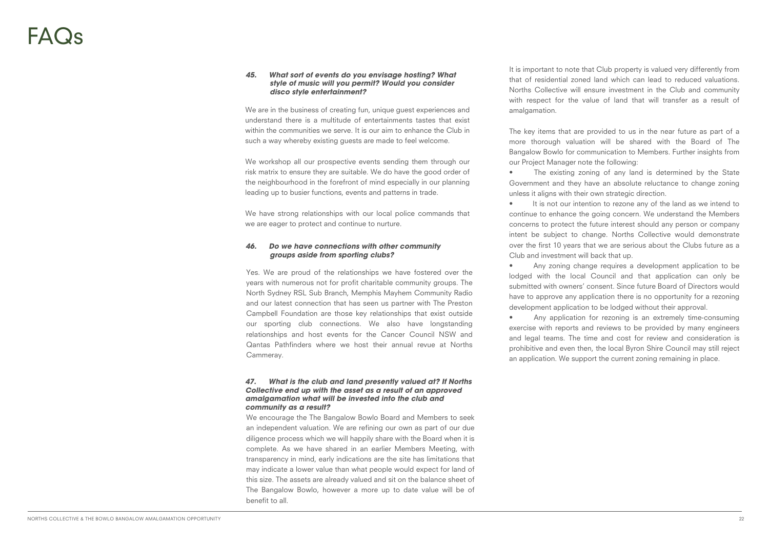# FAQs

***45. What sort of events do you envisage hosting? What style of music will you permit? Would you consider disco style entertainment?***

We are in the business of creating fun, unique guest experiences and understand there is a multitude of entertainments tastes that exist within the communities we serve. It is our aim to enhance the Club in such a way whereby existing guests are made to feel welcome.

We workshop all our prospective events sending them through our risk matrix to ensure they are suitable. We do have the good order of the neighbourhood in the forefront of mind especially in our planning leading up to busier functions, events and patterns in trade.

We have strong relationships with our local police commands that we are eager to protect and continue to nurture.

***46. Do we have connections with other community groups aside from sporting clubs?***

Yes. We are proud of the relationships we have fostered over the years with numerous not for profit charitable community groups. The North Sydney RSL Sub Branch, Memphis Mayhem Community Radio and our latest connection that has seen us partner with The Preston Campbell Foundation are those key relationships that exist outside our sporting club connections. We also have longstanding relationships and host events for the Cancer Council NSW and Qantas Pathfinders where we host their annual revue at Norths Cammeray.

***47. What is the club and land presently valued at? If Norths Collective end up with the asset as a result of an approved amalgamation what will be invested into the club and community as a result?***

We encourage the The Bangalow Bowlo Board and Members to seek an independent valuation. We are refining our own as part of our due diligence process which we will happily share with the Board when it is complete. As we have shared in an earlier Members Meeting, with transparency in mind, early indications are the site has limitations that may indicate a lower value than what people would expect for land of this size. The assets are already valued and sit on the balance sheet of The Bangalow Bowlo, however a more up to date value will be of benefit to all.

It is important to note that Club property is valued very differently from that of residential zoned land which can lead to reduced valuations. Norths Collective will ensure investment in the Club and community with respect for the value of land that will transfer as a result of amalgamation.

The key items that are provided to us in the near future as part of a more thorough valuation will be shared with the Board of The Bangalow Bowlo for communication to Members. Further insights from our Project Manager note the following:

- The existing zoning of any land is determined by the State Government and they have an absolute reluctance to change zoning unless it aligns with their own strategic direction.
- It is not our intention to rezone any of the land as we intend to continue to enhance the going concern. We understand the Members concerns to protect the future interest should any person or company intent be subject to change. Norths Collective would demonstrate over the first 10 years that we are serious about the Clubs future as a Club and investment will back that up.
- Any zoning change requires a development application to be lodged with the local Council and that application can only be submitted with owners' consent. Since future Board of Directors would have to approve any application there is no opportunity for a rezoning development application to be lodged without their approval.
- Any application for rezoning is an extremely time-consuming exercise with reports and reviews to be provided by many engineers and legal teams. The time and cost for review and consideration is prohibitive and even then, the local Byron Shire Council may still reject an application. We support the current zoning remaining in place.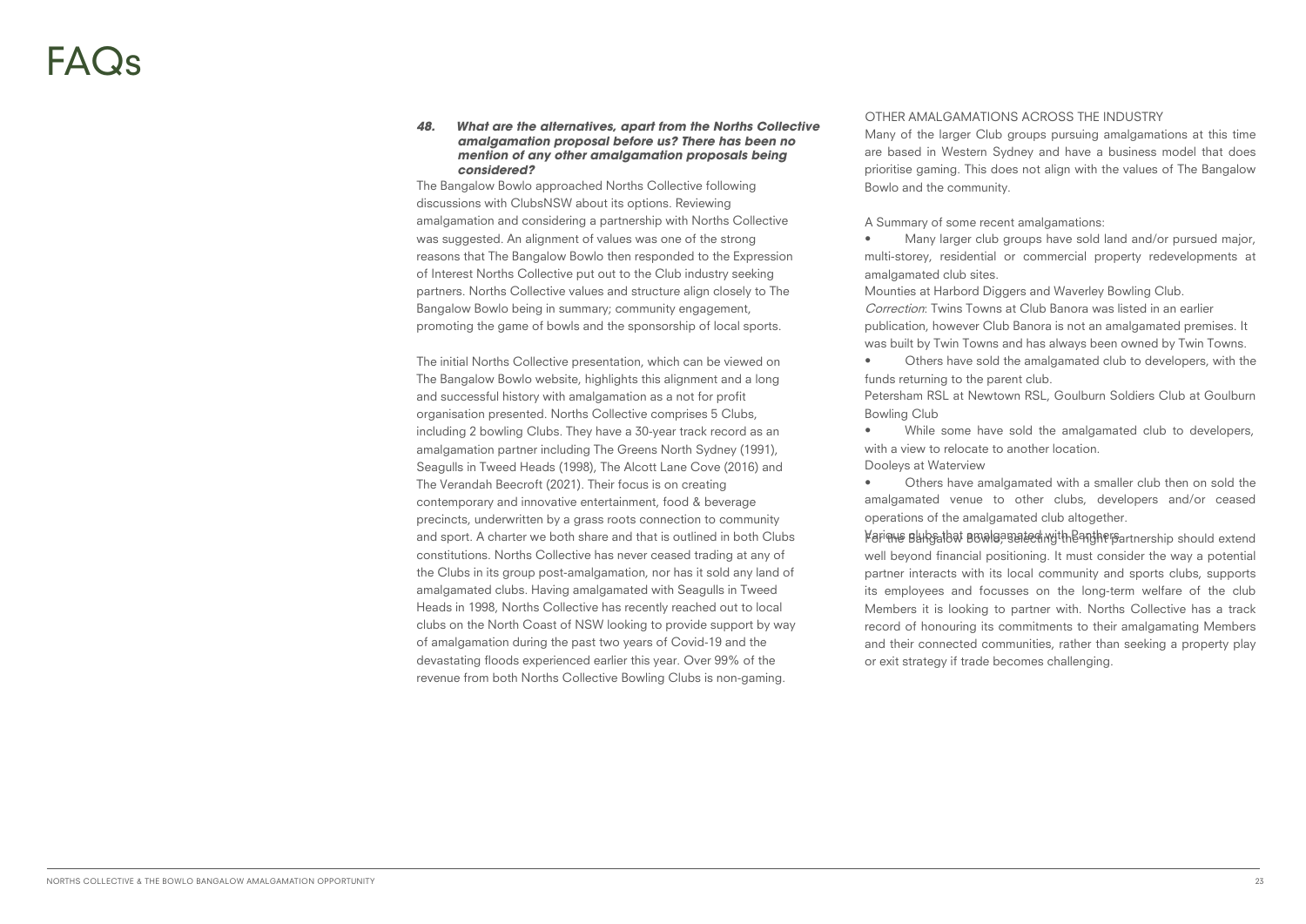# FAQs

***48. What are the alternatives, apart from the Norths Collective amalgamation proposal before us? There has been no mention of any other amalgamation proposals being considered?***

The Bangalow Bowlo approached Norths Collective following discussions with ClubsNSW about its options. Reviewing amalgamation and considering a partnership with Norths Collective was suggested. An alignment of values was one of the strong reasons that The Bangalow Bowlo then responded to the Expression of Interest Norths Collective put out to the Club industry seeking partners. Norths Collective values and structure align closely to The Bangalow Bowlo being in summary; community engagement, promoting the game of bowls and the sponsorship of local sports.

The initial Norths Collective presentation, which can be viewed on The Bangalow Bowlo website, highlights this alignment and a long and successful history with amalgamation as a not for profit organisation presented. Norths Collective comprises 5 Clubs, including 2 bowling Clubs. They have a 30-year track record as an amalgamation partner including The Greens North Sydney (1991), Seagulls in Tweed Heads (1998), The Alcott Lane Cove (2016) and The Verandah Beecroft (2021). Their focus is on creating contemporary and innovative entertainment, food & beverage precincts, underwritten by a grass roots connection to community and sport. A charter we both share and that is outlined in both Clubs constitutions. Norths Collective has never ceased trading at any of the Clubs in its group post-amalgamation, nor has it sold any land of amalgamated clubs. Having amalgamated with Seagulls in Tweed Heads in 1998, Norths Collective has recently reached out to local clubs on the North Coast of NSW looking to provide support by way of amalgamation during the past two years of Covid-19 and the devastating floods experienced earlier this year. Over 99% of the revenue from both Norths Collective Bowling Clubs is non-gaming.

OTHER AMALGAMATIONS ACROSS THE INDUSTRY

Many of the larger Club groups pursuing amalgamations at this time are based in Western Sydney and have a business model that does prioritise gaming. This does not align with the values of The Bangalow Bowlo and the community.

A Summary of some recent amalgamations:

- Many larger club groups have sold land and/or pursued major, multi-storey, residential or commercial property redevelopments at amalgamated club sites.

Mounties at Harbord Diggers and Waverley Bowling Club.

*Correction*: Twins Towns at Club Banora was listed in an earlier publication, however Club Banora is not an amalgamated premises. It was built by Twin Towns and has always been owned by Twin Towns.

- Others have sold the amalgamated club to developers, with the funds returning to the parent club.

Petersham RSL at Newtown RSL, Goulburn Soldiers Club at Goulburn Bowling Club

- While some have sold the amalgamated club to developers, with a view to relocate to another location.

Dooleys at Waterview

- Others have amalgamated with a smaller club then on sold the amalgamated venue to other clubs, developers and/or ceased operations of the amalgamated club altogether.

Various clubs that amalgamated with Panthers

For the Bangalow Bowlo, selecting the right partnership should extend well beyond financial positioning. It must consider the way a potential partner interacts with its local community and sports clubs, supports its employees and focusses on the long-term welfare of the club Members it is looking to partner with. Norths Collective has a track record of honouring its commitments to their amalgamating Members and their connected communities, rather than seeking a property play or exit strategy if trade becomes challenging.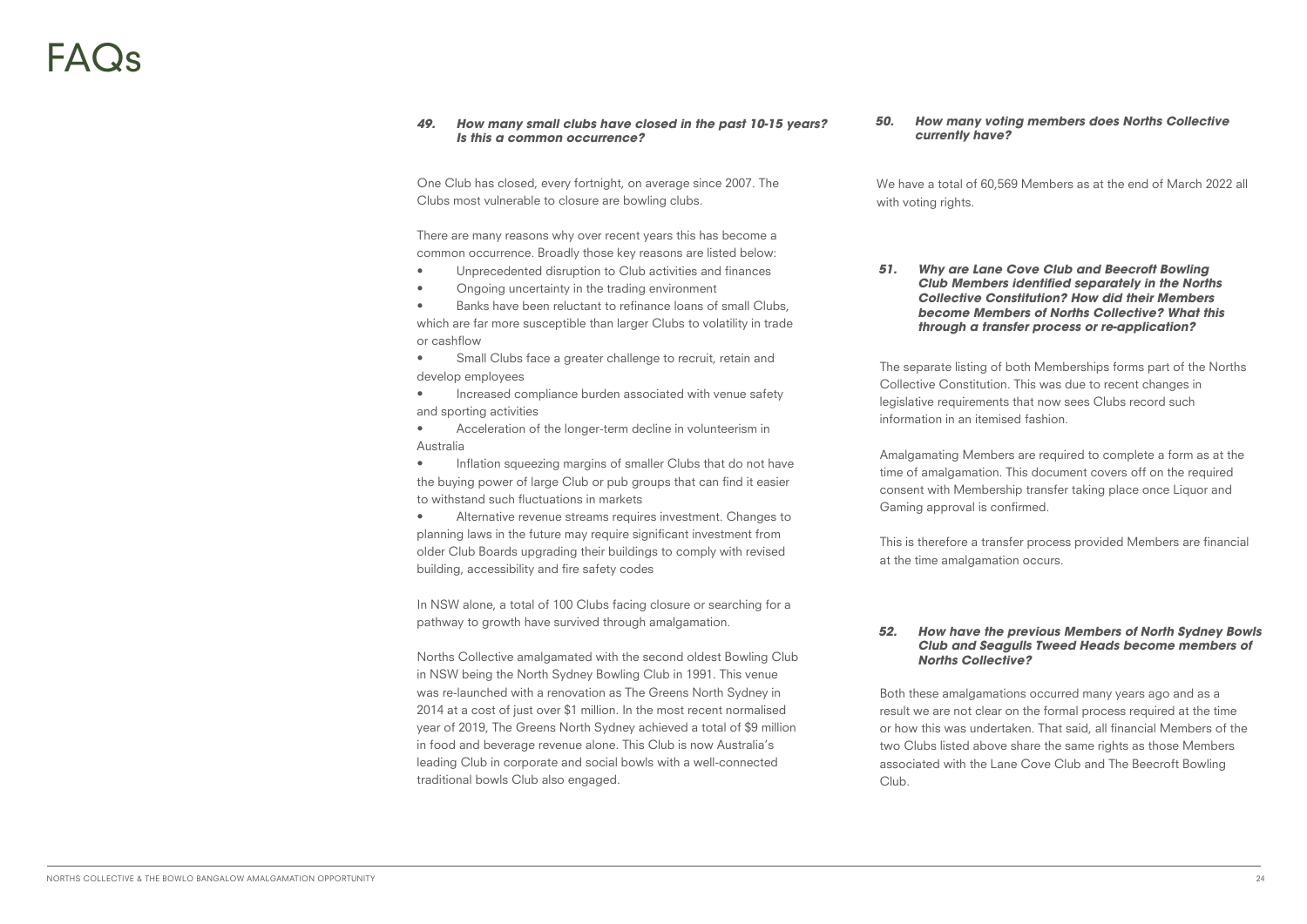# FAQs

***49. How many small clubs have closed in the past 10-15 years? Is this a common occurrence?***

One Club has closed, every fortnight, on average since 2007. The Clubs most vulnerable to closure are bowling clubs.

There are many reasons why over recent years this has become a common occurrence. Broadly those key reasons are listed below:

- Unprecedented disruption to Club activities and finances
- Ongoing uncertainty in the trading environment
- Banks have been reluctant to refinance loans of small Clubs, which are far more susceptible than larger Clubs to volatility in trade or cashflow
- Small Clubs face a greater challenge to recruit, retain and develop employees
- Increased compliance burden associated with venue safety and sporting activities
- Acceleration of the longer-term decline in volunteerism in Australia
- Inflation squeezing margins of smaller Clubs that do not have the buying power of large Club or pub groups that can find it easier to withstand such fluctuations in markets
- Alternative revenue streams requires investment. Changes to planning laws in the future may require significant investment from older Club Boards upgrading their buildings to comply with revised building, accessibility and fire safety codes

In NSW alone, a total of 100 Clubs facing closure or searching for a pathway to growth have survived through amalgamation.

Norths Collective amalgamated with the second oldest Bowling Club in NSW being the North Sydney Bowling Club in 1991. This venue was re-launched with a renovation as The Greens North Sydney in 2014 at a cost of just over $1 million. In the most recent normalised year of 2019, The Greens North Sydney achieved a total of $9 million in food and beverage revenue alone. This Club is now Australia's leading Club in corporate and social bowls with a well-connected traditional bowls Club also engaged.

***50. How many voting members does Norths Collective currently have?***

We have a total of 60,569 Members as at the end of March 2022 all with voting rights.

***51. Why are Lane Cove Club and Beecroft Bowling Club Members identified separately in the Norths Collective Constitution? How did their Members become Members of Norths Collective? What this through a transfer process or re-application?***

The separate listing of both Memberships forms part of the Norths Collective Constitution. This was due to recent changes in legislative requirements that now sees Clubs record such information in an itemised fashion.

Amalgamating Members are required to complete a form as at the time of amalgamation. This document covers off on the required consent with Membership transfer taking place once Liquor and Gaming approval is confirmed.

This is therefore a transfer process provided Members are financial at the time amalgamation occurs.

***52. How have the previous Members of North Sydney Bowls Club and Seagulls Tweed Heads become members of Norths Collective?***

Both these amalgamations occurred many years ago and as a result we are not clear on the formal process required at the time or how this was undertaken. That said, all financial Members of the two Clubs listed above share the same rights as those Members associated with the Lane Cove Club and The Beecroft Bowling Club.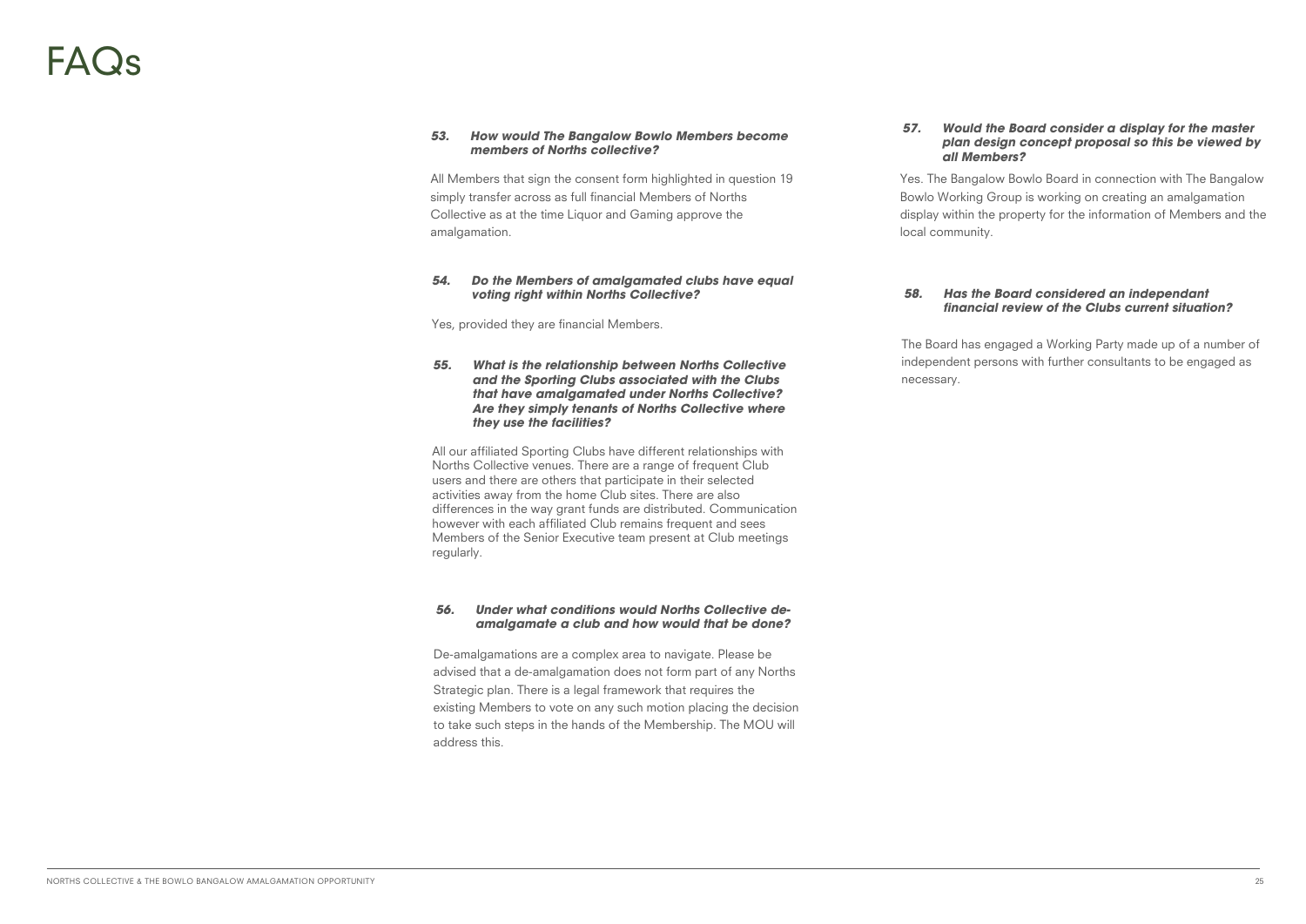# FAQs

***53. How would The Bangalow Bowlo Members become members of Norths collective?***

All Members that sign the consent form highlighted in question 19 simply transfer across as full financial Members of Norths Collective as at the time Liquor and Gaming approve the amalgamation.

***54. Do the Members of amalgamated clubs have equal voting right within Norths Collective?***

Yes, provided they are financial Members.

***55. What is the relationship between Norths Collective and the Sporting Clubs associated with the Clubs that have amalgamated under Norths Collective? Are they simply tenants of Norths Collective where they use the facilities?***

All our affiliated Sporting Clubs have different relationships with Norths Collective venues. There are a range of frequent Club users and there are others that participate in their selected activities away from the home Club sites. There are also differences in the way grant funds are distributed. Communication however with each affiliated Club remains frequent and sees Members of the Senior Executive team present at Club meetings regularly.

***56. Under what conditions would Norths Collective de-amalgamate a club and how would that be done?***

De-amalgamations are a complex area to navigate. Please be advised that a de-amalgamation does not form part of any Norths Strategic plan. There is a legal framework that requires the existing Members to vote on any such motion placing the decision to take such steps in the hands of the Membership. The MOU will address this.

***57. Would the Board consider a display for the master plan design concept proposal so this be viewed by all Members?***

Yes. The Bangalow Bowlo Board in connection with The Bangalow Bowlo Working Group is working on creating an amalgamation display within the property for the information of Members and the local community.

***58. Has the Board considered an independant financial review of the Clubs current situation?***

The Board has engaged a Working Party made up of a number of independent persons with further consultants to be engaged as necessary.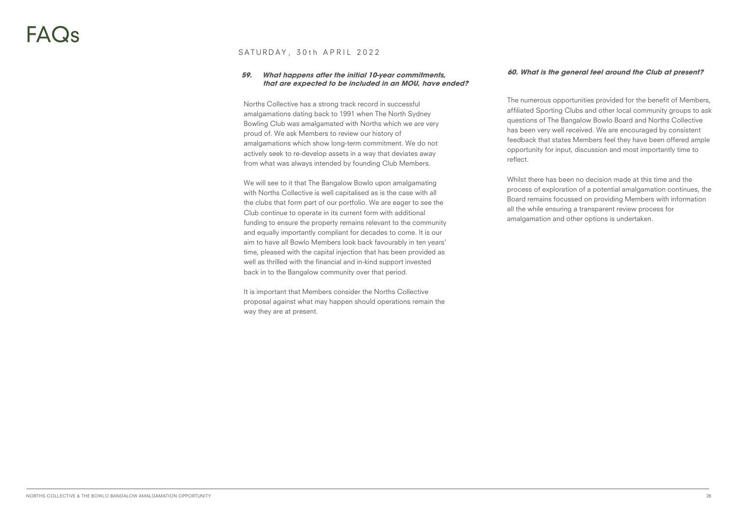# FAQs

SATURDAY, 30th APRIL 2022

***59. What happens after the initial 10-year commitments, that are expected to be included in an MOU, have ended?***

Norths Collective has a strong track record in successful amalgamations dating back to 1991 when The North Sydney Bowling Club was amalgamated with Norths which we are very proud of. We ask Members to review our history of amalgamations which show long-term commitment. We do not actively seek to re-develop assets in a way that deviates away from what was always intended by founding Club Members.

We will see to it that The Bangalow Bowlo upon amalgamating with Norths Collective is well capitalised as is the case with all the clubs that form part of our portfolio. We are eager to see the Club continue to operate in its current form with additional funding to ensure the property remains relevant to the community and equally importantly compliant for decades to come. It is our aim to have all Bowlo Members look back favourably in ten years' time, pleased with the capital injection that has been provided as well as thrilled with the financial and in-kind support invested back in to the Bangalow community over that period.

It is important that Members consider the Norths Collective proposal against what may happen should operations remain the way they are at present.

***60. What is the general feel around the Club at present?***

The numerous opportunities provided for the benefit of Members, affiliated Sporting Clubs and other local community groups to ask questions of The Bangalow Bowlo Board and Norths Collective has been very well received. We are encouraged by consistent feedback that states Members feel they have been offered ample opportunity for input, discussion and most importantly time to reflect.

Whilst there has been no decision made at this time and the process of exploration of a potential amalgamation continues, the Board remains focussed on providing Members with information all the while ensuring a transparent review process for amalgamation and other options is undertaken.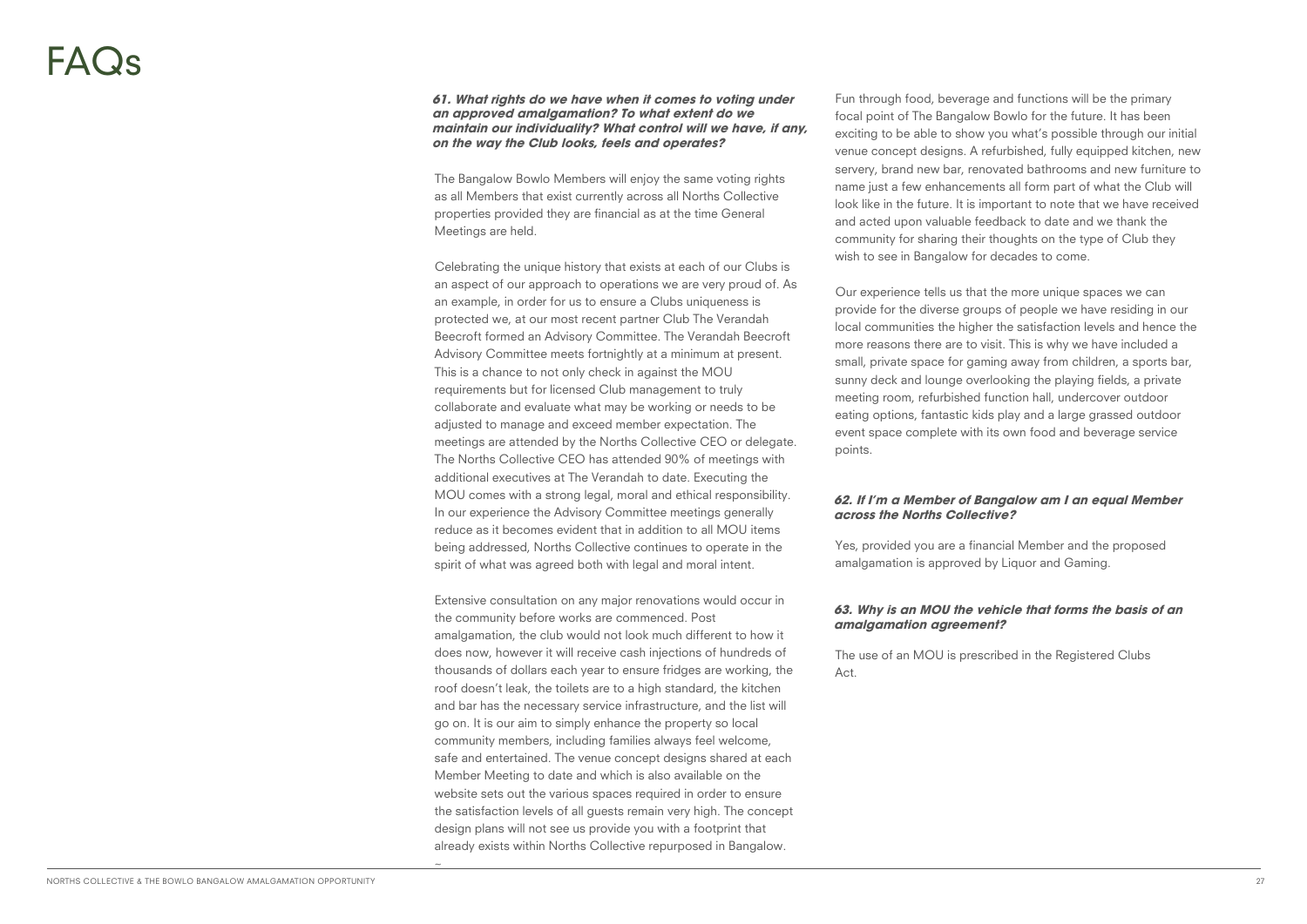# FAQs

***61. What rights do we have when it comes to voting under an approved amalgamation? To what extent do we maintain our individuality? What control will we have, if any, on the way the Club looks, feels and operates?***

The Bangalow Bowlo Members will enjoy the same voting rights as all Members that exist currently across all Norths Collective properties provided they are financial as at the time General Meetings are held.

Celebrating the unique history that exists at each of our Clubs is an aspect of our approach to operations we are very proud of. As an example, in order for us to ensure a Clubs uniqueness is protected we, at our most recent partner Club The Verandah Beecroft formed an Advisory Committee. The Verandah Beecroft Advisory Committee meets fortnightly at a minimum at present. This is a chance to not only check in against the MOU requirements but for licensed Club management to truly collaborate and evaluate what may be working or needs to be adjusted to manage and exceed member expectation. The meetings are attended by the Norths Collective CEO or delegate. The Norths Collective CEO has attended 90% of meetings with additional executives at The Verandah to date. Executing the MOU comes with a strong legal, moral and ethical responsibility. In our experience the Advisory Committee meetings generally reduce as it becomes evident that in addition to all MOU items being addressed, Norths Collective continues to operate in the spirit of what was agreed both with legal and moral intent.

Extensive consultation on any major renovations would occur in the community before works are commenced. Post amalgamation, the club would not look much different to how it does now, however it will receive cash injections of hundreds of thousands of dollars each year to ensure fridges are working, the roof doesn't leak, the toilets are to a high standard, the kitchen and bar has the necessary service infrastructure, and the list will go on. It is our aim to simply enhance the property so local community members, including families always feel welcome, safe and entertained. The venue concept designs shared at each Member Meeting to date and which is also available on the website sets out the various spaces required in order to ensure the satisfaction levels of all guests remain very high. The concept design plans will not see us provide you with a footprint that already exists within Norths Collective repurposed in Bangalow.

Fun through food, beverage and functions will be the primary focal point of The Bangalow Bowlo for the future. It has been exciting to be able to show you what's possible through our initial venue concept designs. A refurbished, fully equipped kitchen, new servery, brand new bar, renovated bathrooms and new furniture to name just a few enhancements all form part of what the Club will look like in the future. It is important to note that we have received and acted upon valuable feedback to date and we thank the community for sharing their thoughts on the type of Club they wish to see in Bangalow for decades to come.

Our experience tells us that the more unique spaces we can provide for the diverse groups of people we have residing in our local communities the higher the satisfaction levels and hence the more reasons there are to visit. This is why we have included a small, private space for gaming away from children, a sports bar, sunny deck and lounge overlooking the playing fields, a private meeting room, refurbished function hall, undercover outdoor eating options, fantastic kids play and a large grassed outdoor event space complete with its own food and beverage service points.

***62. If I'm a Member of Bangalow am I an equal Member across the Norths Collective?***

Yes, provided you are a financial Member and the proposed amalgamation is approved by Liquor and Gaming.

***63. Why is an MOU the vehicle that forms the basis of an amalgamation agreement?***

The use of an MOU is prescribed in the Registered Clubs Act.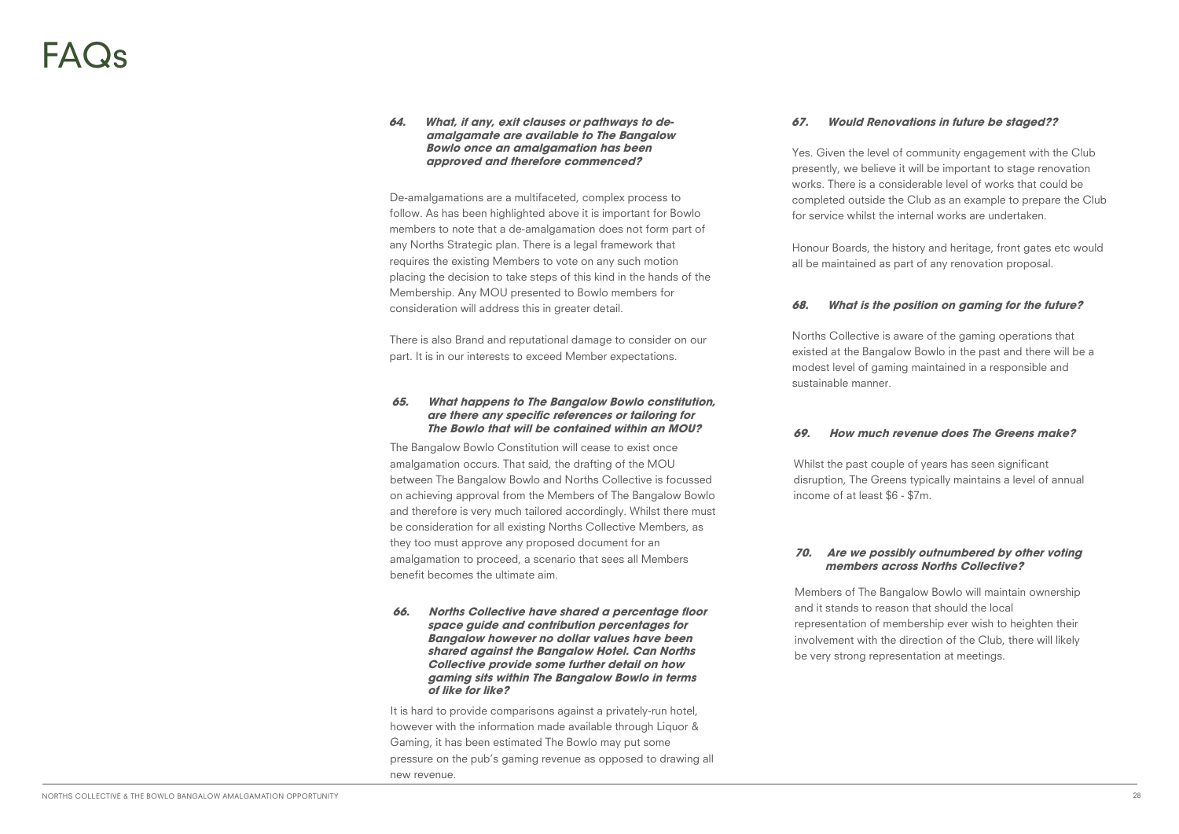# FAQs

***64. What, if any, exit clauses or pathways to de-amalgamate are available to The Bangalow Bowlo once an amalgamation has been approved and therefore commenced?***

De-amalgamations are a multifaceted, complex process to follow. As has been highlighted above it is important for Bowlo members to note that a de-amalgamation does not form part of any Norths Strategic plan. There is a legal framework that requires the existing Members to vote on any such motion placing the decision to take steps of this kind in the hands of the Membership. Any MOU presented to Bowlo members for consideration will address this in greater detail.

There is also Brand and reputational damage to consider on our part. It is in our interests to exceed Member expectations.

***65. What happens to The Bangalow Bowlo constitution, are there any specific references or tailoring for The Bowlo that will be contained within an MOU?***

The Bangalow Bowlo Constitution will cease to exist once amalgamation occurs. That said, the drafting of the MOU between The Bangalow Bowlo and Norths Collective is focussed on achieving approval from the Members of The Bangalow Bowlo and therefore is very much tailored accordingly. Whilst there must be consideration for all existing Norths Collective Members, as they too must approve any proposed document for an amalgamation to proceed, a scenario that sees all Members benefit becomes the ultimate aim.

***66. Norths Collective have shared a percentage floor space guide and contribution percentages for Bangalow however no dollar values have been shared against the Bangalow Hotel. Can Norths Collective provide some further detail on how gaming sits within The Bangalow Bowlo in terms of like for like?***

It is hard to provide comparisons against a privately-run hotel, however with the information made available through Liquor & Gaming, it has been estimated The Bowlo may put some pressure on the pub's gaming revenue as opposed to drawing all new revenue.

***67. Would Renovations in future be staged??***

Yes. Given the level of community engagement with the Club presently, we believe it will be important to stage renovation works. There is a considerable level of works that could be completed outside the Club as an example to prepare the Club for service whilst the internal works are undertaken.

Honour Boards, the history and heritage, front gates etc would all be maintained as part of any renovation proposal.

***68. What is the position on gaming for the future?***

Norths Collective is aware of the gaming operations that existed at the Bangalow Bowlo in the past and there will be a modest level of gaming maintained in a responsible and sustainable manner.

***69. How much revenue does The Greens make?***

Whilst the past couple of years has seen significant disruption, The Greens typically maintains a level of annual income of at least $6 - $7m.

***70. Are we possibly outnumbered by other voting members across Norths Collective?***

Members of The Bangalow Bowlo will maintain ownership and it stands to reason that should the local representation of membership ever wish to heighten their involvement with the direction of the Club, there will likely be very strong representation at meetings.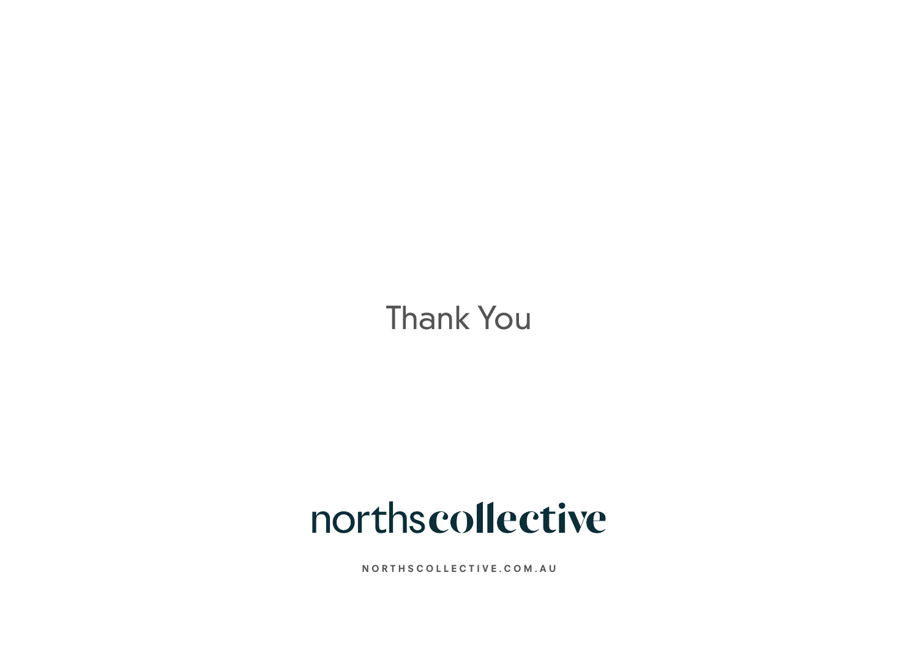Thank You

northscollective

NORTHSCOLLECTIVE.COM.AU